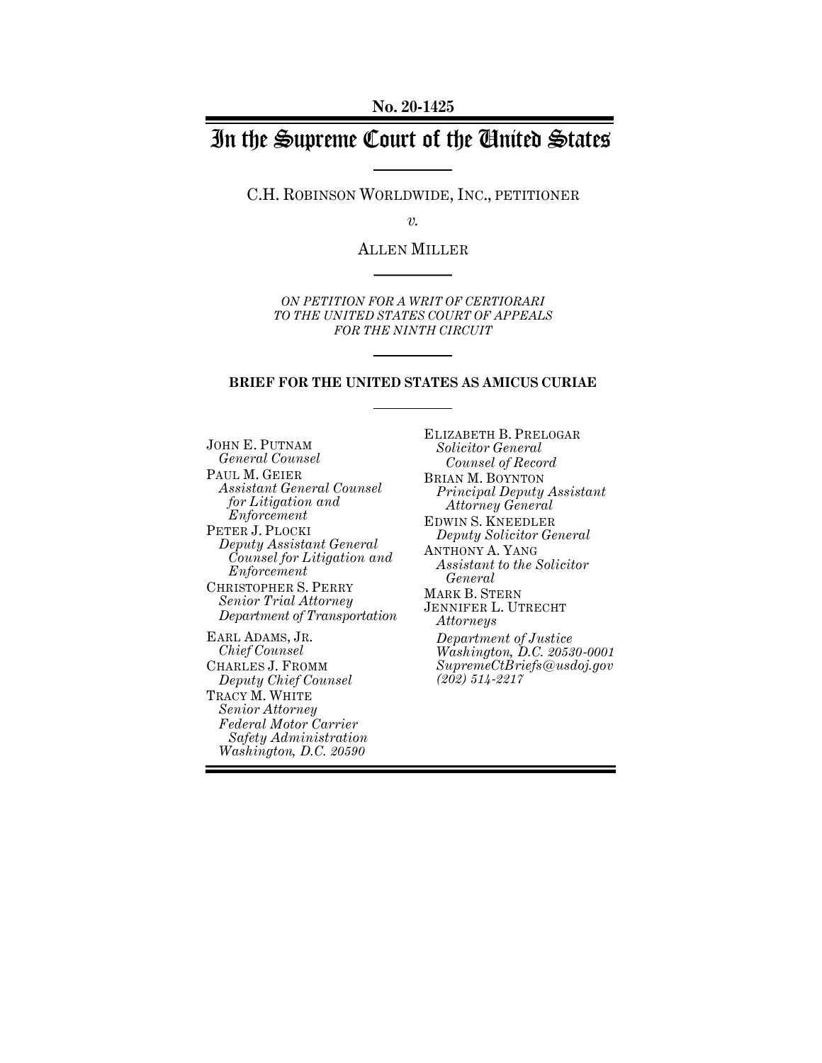**No. 20-1425**

# In the Supreme Court of the United States

C.H. ROBINSON WORLDWIDE, INC., PETITIONER

*v.*

ALLEN MILLER

*ON PETITION FOR A WRIT OF CERTIORARI TO THE UNITED STATES COURT OF APPEALS FOR THE NINTH CIRCUIT*

**BRIEF FOR THE UNITED STATES AS AMICUS CURIAE**

ELIZABETH B. PRELOGAR
*Solicitor General*
*Counsel of Record*

BRIAN M. BOYNTON
*Principal Deputy Assistant Attorney General*

EDWIN S. KNEEDLER
*Deputy Solicitor General*

ANTHONY A. YANG
*Assistant to the Solicitor General*

MARK B. STERN
JENNIFER L. UTRECHT
*Attorneys*

*Department of Justice*
*Washington, D.C. 20530-0001*
*SupremeCtBriefs@usdoj.gov*
*(202) 514-2217*

JOHN E. PUTNAM
*General Counsel*

PAUL M. GEIER
*Assistant General Counsel for Litigation and Enforcement*

PETER J. PLOCKI
*Deputy Assistant General Counsel for Litigation and Enforcement*

CHRISTOPHER S. PERRY
*Senior Trial Attorney*
*Department of Transportation*

EARL ADAMS, JR.
*Chief Counsel*

CHARLES J. FROMM
*Deputy Chief Counsel*

TRACY M. WHITE
*Senior Attorney*
*Federal Motor Carrier Safety Administration*
*Washington, D.C. 20590*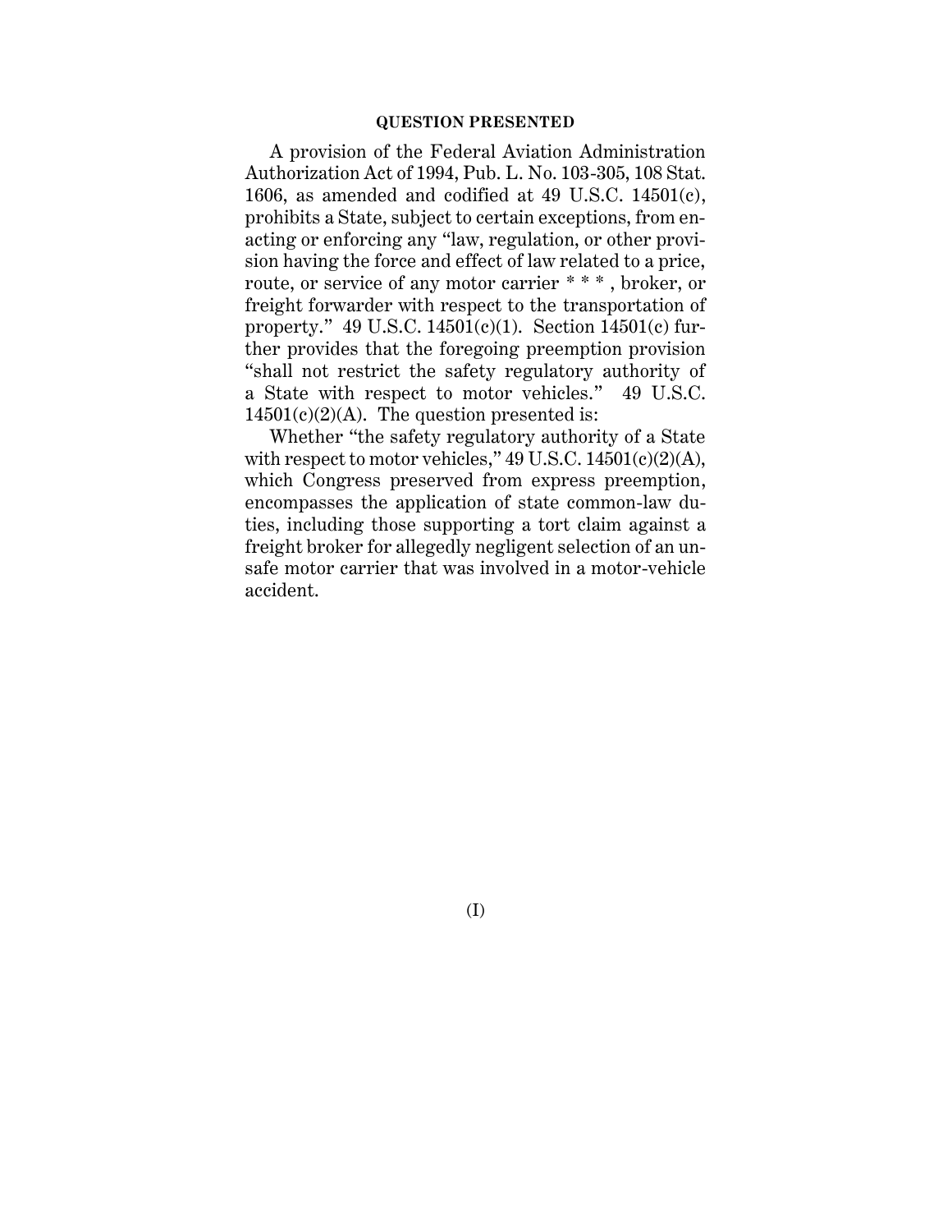## QUESTION PRESENTED

A provision of the Federal Aviation Administration Authorization Act of 1994, Pub. L. No. 103-305, 108 Stat. 1606, as amended and codified at 49 U.S.C. 14501(c), prohibits a State, subject to certain exceptions, from enacting or enforcing any "law, regulation, or other provision having the force and effect of law related to a price, route, or service of any motor carrier * * * , broker, or freight forwarder with respect to the transportation of property." 49 U.S.C. 14501(c)(1). Section 14501(c) further provides that the foregoing preemption provision "shall not restrict the safety regulatory authority of a State with respect to motor vehicles." 49 U.S.C. 14501(c)(2)(A). The question presented is:

Whether "the safety regulatory authority of a State with respect to motor vehicles," 49 U.S.C. 14501(c)(2)(A), which Congress preserved from express preemption, encompasses the application of state common-law duties, including those supporting a tort claim against a freight broker for allegedly negligent selection of an unsafe motor carrier that was involved in a motor-vehicle accident.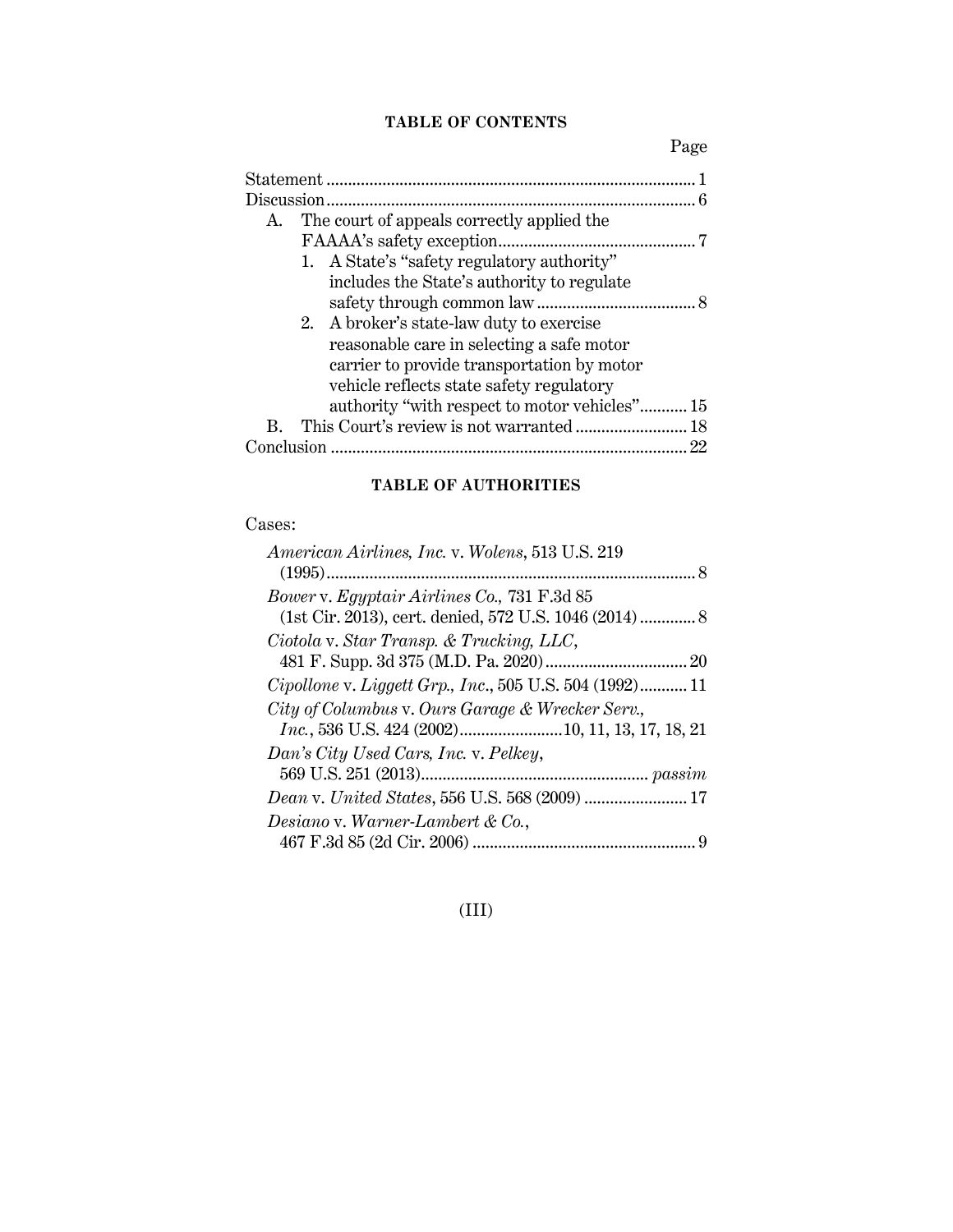## TABLE OF CONTENTS

| | Page |
|---|---|
| Statement | 1 |
| Discussion | 6 |
| A. The court of appeals correctly applied the FAAAA's safety exception | 7 |
| 1. A State's "safety regulatory authority" includes the State's authority to regulate safety through common law | 8 |
| 2. A broker's state-law duty to exercise reasonable care in selecting a safe motor carrier to provide transportation by motor vehicle reflects state safety regulatory authority "with respect to motor vehicles" | 15 |
| B. This Court's review is not warranted | 18 |
| Conclusion | 22 |

## TABLE OF AUTHORITIES

Cases:

| | |
|---|---|
| *American Airlines, Inc.* v. *Wolens*, 513 U.S. 219 (1995) | 8 |
| *Bower* v. *Egyptair Airlines Co.,* 731 F.3d 85 (1st Cir. 2013), cert. denied, 572 U.S. 1046 (2014) | 8 |
| *Ciotola* v. *Star Transp. & Trucking, LLC*, 481 F. Supp. 3d 375 (M.D. Pa. 2020) | 20 |
| *Cipollone* v. *Liggett Grp., Inc*., 505 U.S. 504 (1992) | 11 |
| *City of Columbus* v. *Ours Garage & Wrecker Serv., Inc.*, 536 U.S. 424 (2002) | 10, 11, 13, 17, 18, 21 |
| *Dan's City Used Cars, Inc.* v. *Pelkey*, 569 U.S. 251 (2013) | *passim* |
| *Dean* v. *United States*, 556 U.S. 568 (2009) | 17 |
| *Desiano* v. *Warner-Lambert & Co.*, 467 F.3d 85 (2d Cir. 2006) | 9 |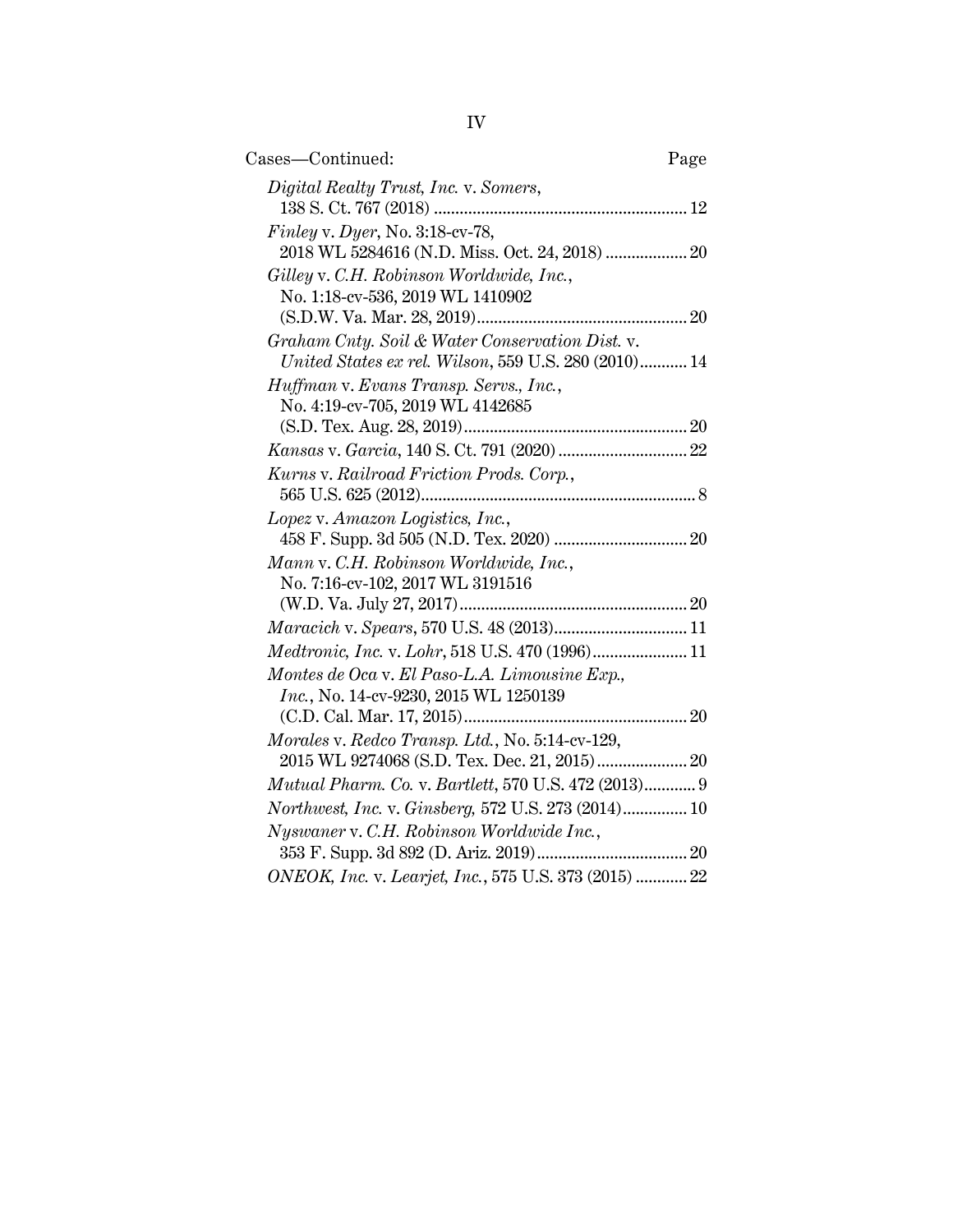Cases—Continued: Page

*Digital Realty Trust, Inc.* v. *Somers*, 138 S. Ct. 767 (2018) .......... 12

*Finley* v. *Dyer*, No. 3:18-cv-78, 2018 WL 5284616 (N.D. Miss. Oct. 24, 2018) .......... 20

*Gilley* v. *C.H. Robinson Worldwide, Inc.*, No. 1:18-cv-536, 2019 WL 1410902 (S.D.W. Va. Mar. 28, 2019) .......... 20

*Graham Cnty. Soil & Water Conservation Dist.* v. *United States ex rel. Wilson*, 559 U.S. 280 (2010) .......... 14

*Huffman* v. *Evans Transp. Servs., Inc.*, No. 4:19-cv-705, 2019 WL 4142685 (S.D. Tex. Aug. 28, 2019) .......... 20

*Kansas* v. *Garcia*, 140 S. Ct. 791 (2020) .......... 22

*Kurns* v. *Railroad Friction Prods. Corp.*, 565 U.S. 625 (2012) .......... 8

*Lopez* v. *Amazon Logistics, Inc.*, 458 F. Supp. 3d 505 (N.D. Tex. 2020) .......... 20

*Mann* v. *C.H. Robinson Worldwide, Inc.*, No. 7:16-cv-102, 2017 WL 3191516 (W.D. Va. July 27, 2017) .......... 20

*Maracich* v. *Spears*, 570 U.S. 48 (2013) .......... 11

*Medtronic, Inc.* v. *Lohr*, 518 U.S. 470 (1996) .......... 11

*Montes de Oca* v. *El Paso-L.A. Limousine Exp., Inc.*, No. 14-cv-9230, 2015 WL 1250139 (C.D. Cal. Mar. 17, 2015) .......... 20

*Morales* v. *Redco Transp. Ltd.*, No. 5:14-cv-129, 2015 WL 9274068 (S.D. Tex. Dec. 21, 2015) .......... 20

*Mutual Pharm. Co.* v. *Bartlett*, 570 U.S. 472 (2013) .......... 9

*Northwest, Inc.* v. *Ginsberg*, 572 U.S. 273 (2014) .......... 10

*Nyswaner* v. *C.H. Robinson Worldwide Inc.*, 353 F. Supp. 3d 892 (D. Ariz. 2019) .......... 20

*ONEOK, Inc.* v. *Learjet, Inc.*, 575 U.S. 373 (2015) .......... 22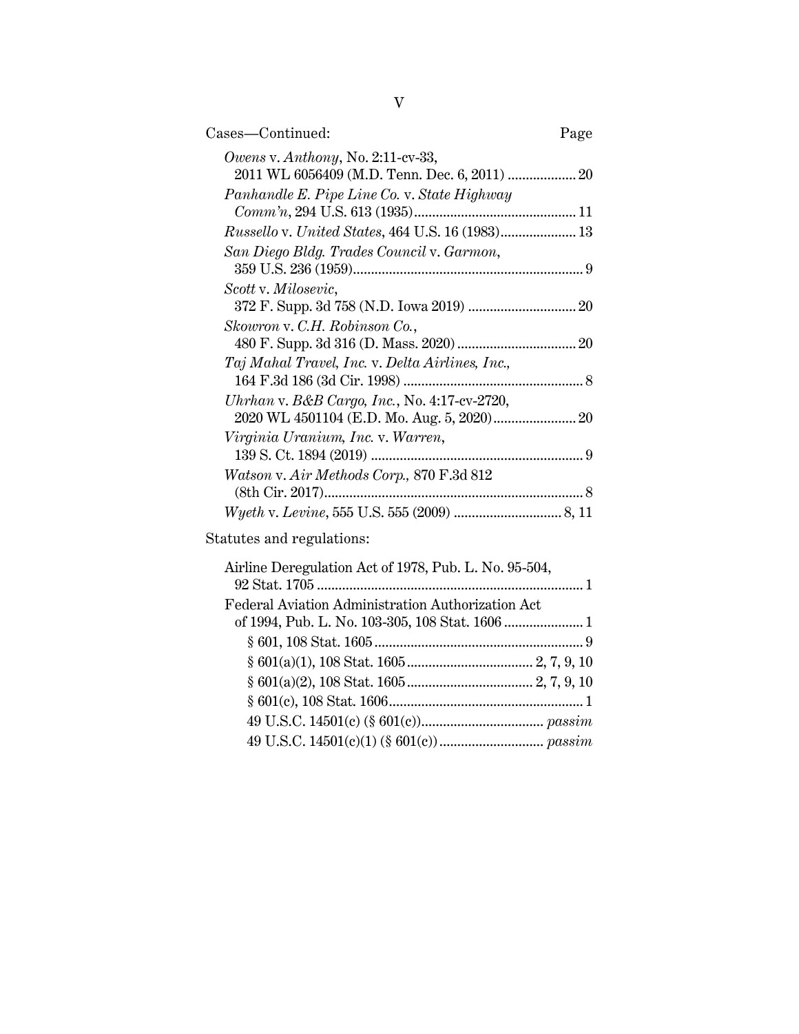Cases—Continued: Page

*Owens* v. *Anthony*, No. 2:11-cv-33, 2011 WL 6056409 (M.D. Tenn. Dec. 6, 2011) .................. 20

*Panhandle E. Pipe Line Co.* v. *State Highway Comm'n*, 294 U.S. 613 (1935) .................. 11

*Russello* v. *United States*, 464 U.S. 16 (1983) .................. 13

*San Diego Bldg. Trades Council* v. *Garmon*, 359 U.S. 236 (1959) .................. 9

*Scott* v. *Milosevic*, 372 F. Supp. 3d 758 (N.D. Iowa 2019) .................. 20

*Skowron* v. *C.H. Robinson Co.*, 480 F. Supp. 3d 316 (D. Mass. 2020) .................. 20

*Taj Mahal Travel, Inc.* v. *Delta Airlines, Inc.*, 164 F.3d 186 (3d Cir. 1998) .................. 8

*Uhrhan* v. *B&B Cargo, Inc.*, No. 4:17-cv-2720, 2020 WL 4501104 (E.D. Mo. Aug. 5, 2020) .................. 20

*Virginia Uranium, Inc.* v. *Warren*, 139 S. Ct. 1894 (2019) .................. 9

*Watson* v. *Air Methods Corp.,* 870 F.3d 812 (8th Cir. 2017) .................. 8

*Wyeth* v. *Levine*, 555 U.S. 555 (2009) .................. 8, 11

Statutes and regulations:

Airline Deregulation Act of 1978, Pub. L. No. 95-504, 92 Stat. 1705 .................. 1

Federal Aviation Administration Authorization Act of 1994, Pub. L. No. 103-305, 108 Stat. 1606 .................. 1

- § 601, 108 Stat. 1605 .................. 9
- § 601(a)(1), 108 Stat. 1605 .................. 2, 7, 9, 10
- § 601(a)(2), 108 Stat. 1605 .................. 2, 7, 9, 10
- § 601(c), 108 Stat. 1606 .................. 1
- 49 U.S.C. 14501(c) (§ 601(c)) .................. *passim*
- 49 U.S.C. 14501(c)(1) (§ 601(c)) .................. *passim*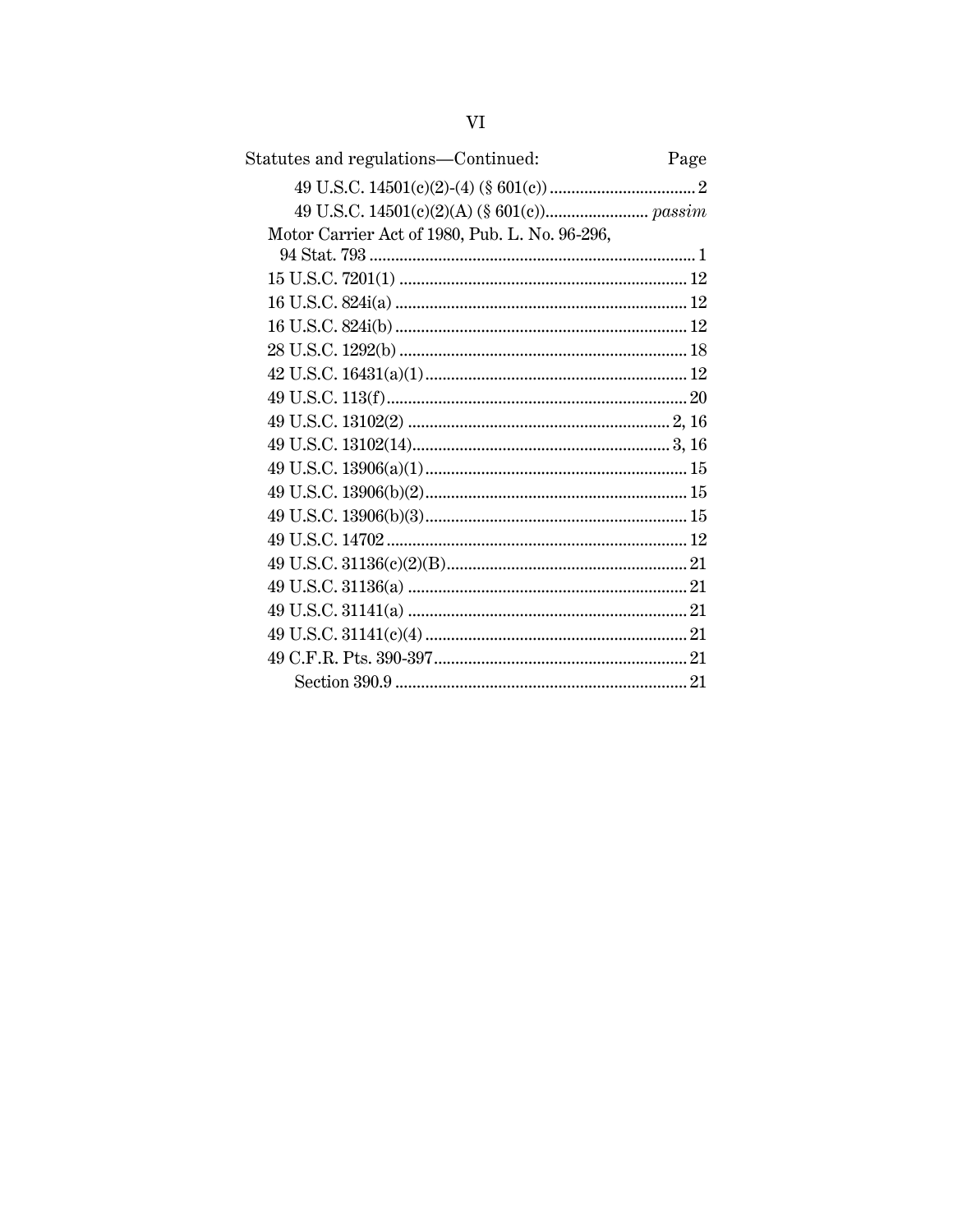Statutes and regulations—Continued: Page

- 49 U.S.C. 14501(c)(2)-(4) (§ 601(c)) .................................. 2
- 49 U.S.C. 14501(c)(2)(A) (§ 601(c))........................ *passim*

Motor Carrier Act of 1980, Pub. L. No. 96-296, 94 Stat. 793 .......................................................................... 1

15 U.S.C. 7201(1) .................................................................. 12

16 U.S.C. 824i(a) ................................................................... 12

16 U.S.C. 824i(b) ................................................................... 12

28 U.S.C. 1292(b) .................................................................. 18

42 U.S.C. 16431(a)(1)............................................................ 12

49 U.S.C. 113(f)...................................................................... 20

49 U.S.C. 13102(2) ............................................................ 2, 16

49 U.S.C. 13102(14)........................................................... 3, 16

49 U.S.C. 13906(a)(1)............................................................ 15

49 U.S.C. 13906(b)(2)............................................................ 15

49 U.S.C. 13906(b)(3)............................................................ 15

49 U.S.C. 14702 ..................................................................... 12

49 U.S.C. 31136(c)(2)(B)....................................................... 21

49 U.S.C. 31136(a) ................................................................ 21

49 U.S.C. 31141(a) ................................................................ 21

49 U.S.C. 31141(c)(4) ............................................................ 21

49 C.F.R. Pts. 390-397........................................................... 21

- Section 390.9 ................................................................... 21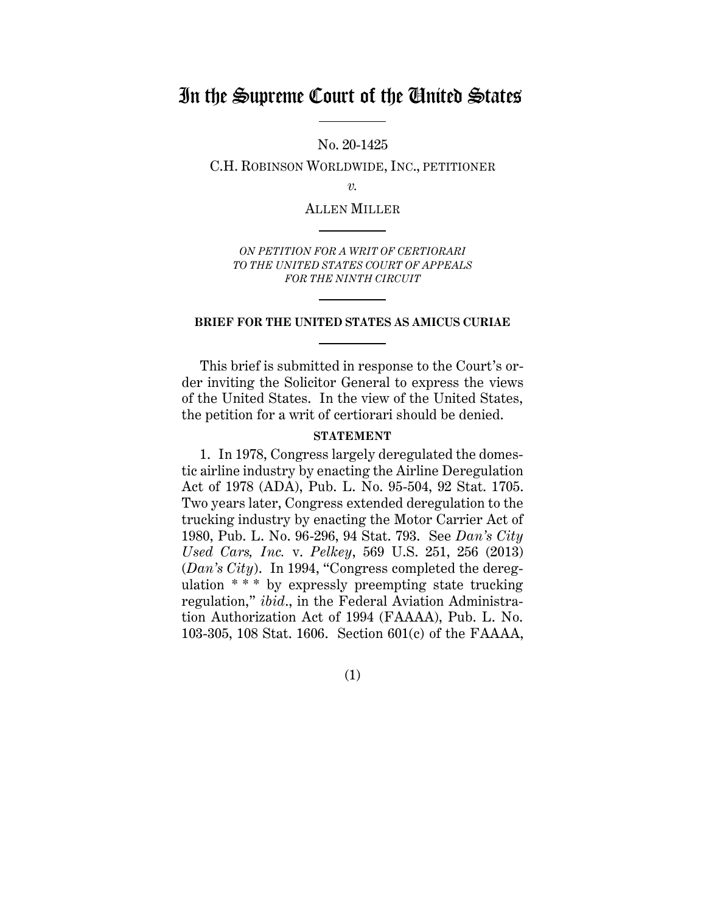# In the Supreme Court of the United States

No. 20-1425

C.H. ROBINSON WORLDWIDE, INC., PETITIONER

*v.*

ALLEN MILLER

*ON PETITION FOR A WRIT OF CERTIORARI TO THE UNITED STATES COURT OF APPEALS FOR THE NINTH CIRCUIT*

**BRIEF FOR THE UNITED STATES AS AMICUS CURIAE**

This brief is submitted in response to the Court's order inviting the Solicitor General to express the views of the United States. In the view of the United States, the petition for a writ of certiorari should be denied.

**STATEMENT**

1. In 1978, Congress largely deregulated the domestic airline industry by enacting the Airline Deregulation Act of 1978 (ADA), Pub. L. No. 95-504, 92 Stat. 1705. Two years later, Congress extended deregulation to the trucking industry by enacting the Motor Carrier Act of 1980, Pub. L. No. 96-296, 94 Stat. 793. See *Dan's City Used Cars, Inc.* v. *Pelkey*, 569 U.S. 251, 256 (2013) (*Dan's City*). In 1994, "Congress completed the deregulation * * * by expressly preempting state trucking regulation," *ibid.*, in the Federal Aviation Administration Authorization Act of 1994 (FAAAA), Pub. L. No. 103-305, 108 Stat. 1606. Section 601(c) of the FAAAA,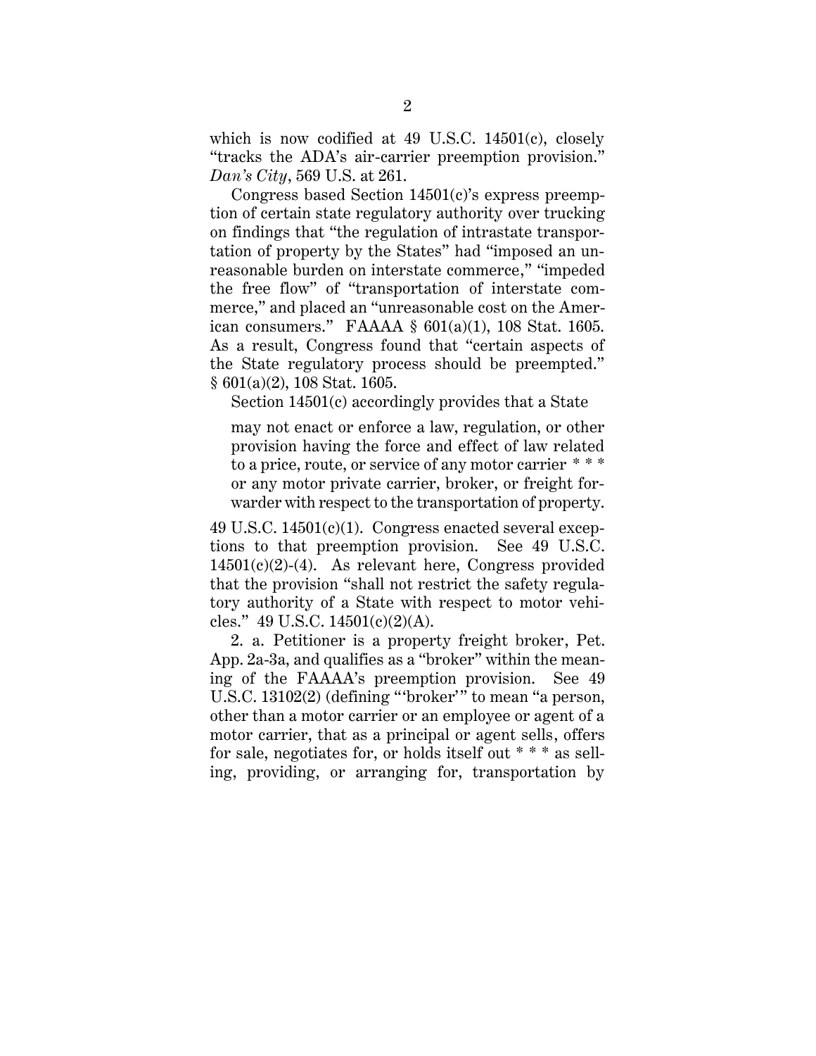which is now codified at 49 U.S.C. 14501(c), closely "tracks the ADA's air-carrier preemption provision." *Dan's City*, 569 U.S. at 261.

Congress based Section 14501(c)'s express preemption of certain state regulatory authority over trucking on findings that "the regulation of intrastate transportation of property by the States" had "imposed an unreasonable burden on interstate commerce," "impeded the free flow" of "transportation of interstate commerce," and placed an "unreasonable cost on the American consumers." FAAAA § 601(a)(1), 108 Stat. 1605. As a result, Congress found that "certain aspects of the State regulatory process should be preempted." § 601(a)(2), 108 Stat. 1605.

Section 14501(c) accordingly provides that a State

> may not enact or enforce a law, regulation, or other provision having the force and effect of law related to a price, route, or service of any motor carrier * * * or any motor private carrier, broker, or freight forwarder with respect to the transportation of property.

49 U.S.C. 14501(c)(1). Congress enacted several exceptions to that preemption provision. See 49 U.S.C. 14501(c)(2)-(4). As relevant here, Congress provided that the provision "shall not restrict the safety regulatory authority of a State with respect to motor vehicles." 49 U.S.C. 14501(c)(2)(A).

2. a. Petitioner is a property freight broker, Pet. App. 2a-3a, and qualifies as a "broker" within the meaning of the FAAAA's preemption provision. See 49 U.S.C. 13102(2) (defining "'broker'" to mean "a person, other than a motor carrier or an employee or agent of a motor carrier, that as a principal or agent sells, offers for sale, negotiates for, or holds itself out * * * as selling, providing, or arranging for, transportation by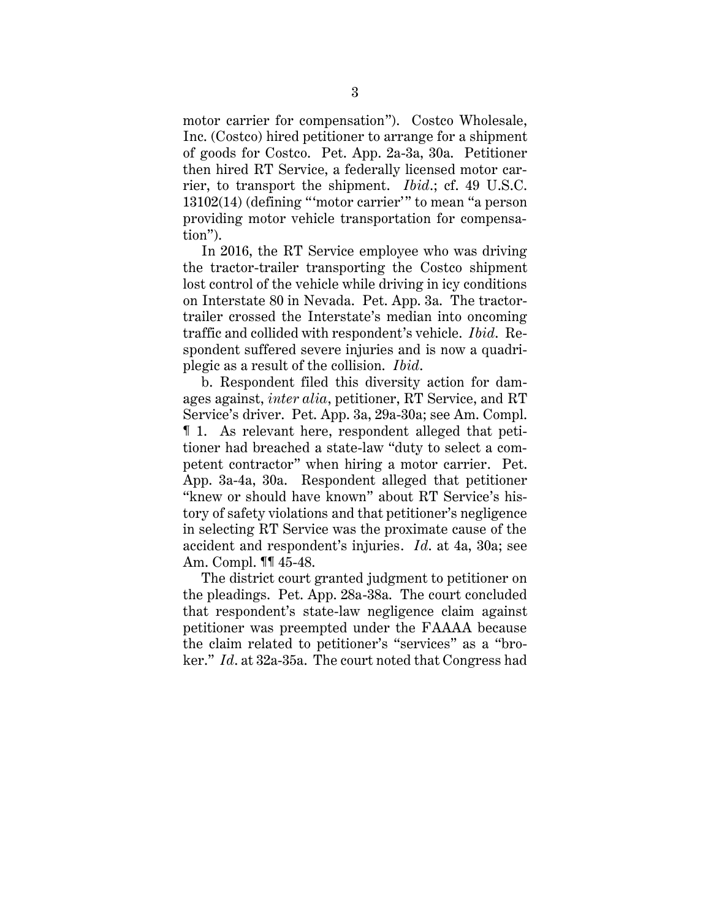motor carrier for compensation"). Costco Wholesale, Inc. (Costco) hired petitioner to arrange for a shipment of goods for Costco. Pet. App. 2a-3a, 30a. Petitioner then hired RT Service, a federally licensed motor carrier, to transport the shipment. *Ibid*.; cf. 49 U.S.C. 13102(14) (defining "'motor carrier'" to mean "a person providing motor vehicle transportation for compensation").

In 2016, the RT Service employee who was driving the tractor-trailer transporting the Costco shipment lost control of the vehicle while driving in icy conditions on Interstate 80 in Nevada. Pet. App. 3a. The tractor-trailer crossed the Interstate's median into oncoming traffic and collided with respondent's vehicle. *Ibid*. Respondent suffered severe injuries and is now a quadriplegic as a result of the collision. *Ibid*.

b. Respondent filed this diversity action for damages against, *inter alia*, petitioner, RT Service, and RT Service's driver. Pet. App. 3a, 29a-30a; see Am. Compl. ¶ 1. As relevant here, respondent alleged that petitioner had breached a state-law "duty to select a competent contractor" when hiring a motor carrier. Pet. App. 3a-4a, 30a. Respondent alleged that petitioner "knew or should have known" about RT Service's history of safety violations and that petitioner's negligence in selecting RT Service was the proximate cause of the accident and respondent's injuries. *Id*. at 4a, 30a; see Am. Compl. ¶¶ 45-48.

The district court granted judgment to petitioner on the pleadings. Pet. App. 28a-38a. The court concluded that respondent's state-law negligence claim against petitioner was preempted under the FAAAA because the claim related to petitioner's "services" as a "broker." *Id*. at 32a-35a. The court noted that Congress had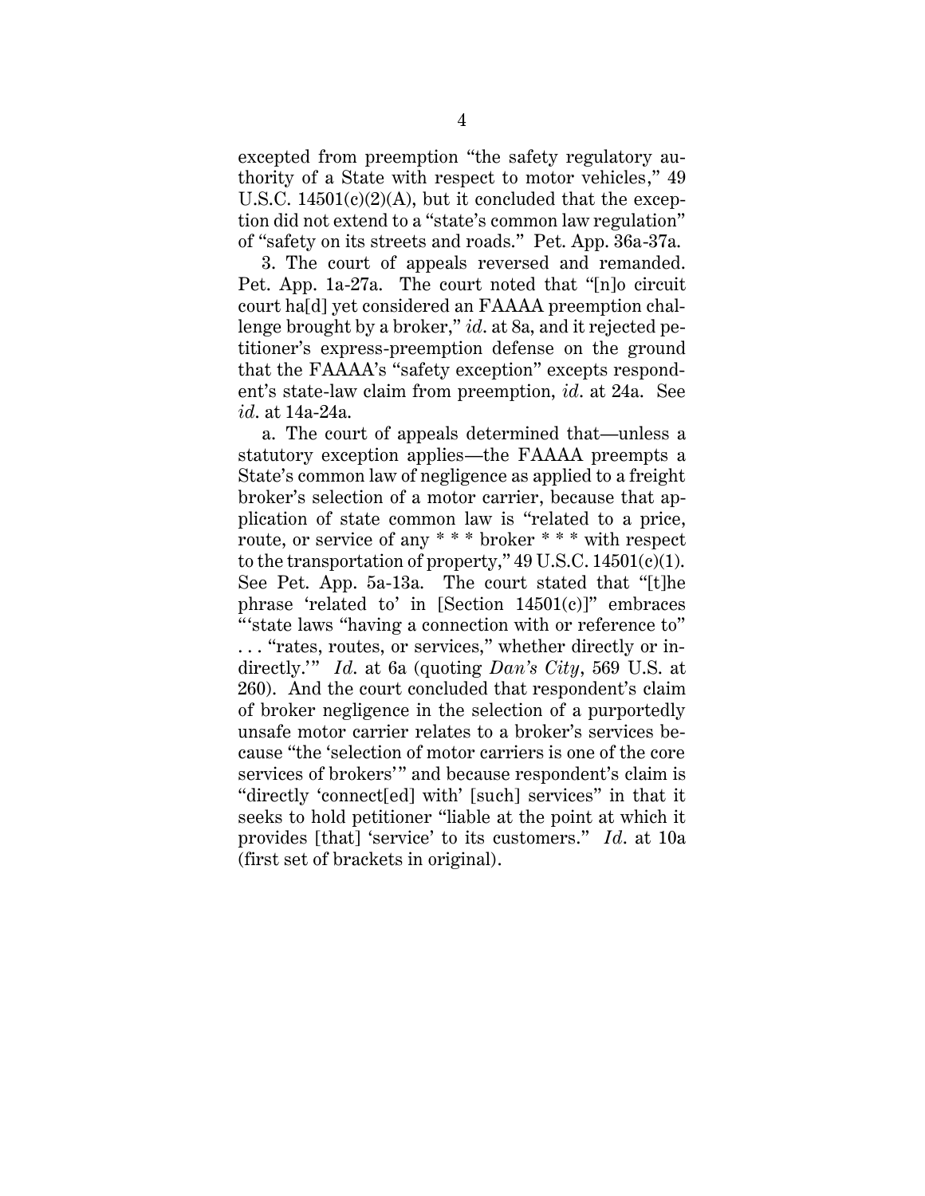excepted from preemption "the safety regulatory authority of a State with respect to motor vehicles," 49 U.S.C. 14501(c)(2)(A), but it concluded that the exception did not extend to a "state's common law regulation" of "safety on its streets and roads." Pet. App. 36a-37a.

3. The court of appeals reversed and remanded. Pet. App. 1a-27a. The court noted that "[n]o circuit court ha[d] yet considered an FAAAA preemption challenge brought by a broker," *id.* at 8a, and it rejected petitioner's express-preemption defense on the ground that the FAAAA's "safety exception" excepts respondent's state-law claim from preemption, *id.* at 24a. See *id.* at 14a-24a.

a. The court of appeals determined that—unless a statutory exception applies—the FAAAA preempts a State's common law of negligence as applied to a freight broker's selection of a motor carrier, because that application of state common law is "related to a price, route, or service of any * * * broker * * * with respect to the transportation of property," 49 U.S.C. 14501(c)(1). See Pet. App. 5a-13a. The court stated that "[t]he phrase 'related to' in [Section 14501(c)]" embraces "'state laws "having a connection with or reference to" . . . "rates, routes, or services," whether directly or indirectly.'" *Id.* at 6a (quoting *Dan's City*, 569 U.S. at 260). And the court concluded that respondent's claim of broker negligence in the selection of a purportedly unsafe motor carrier relates to a broker's services because "the 'selection of motor carriers is one of the core services of brokers'" and because respondent's claim is "directly 'connect[ed] with' [such] services" in that it seeks to hold petitioner "liable at the point at which it provides [that] 'service' to its customers." *Id.* at 10a (first set of brackets in original).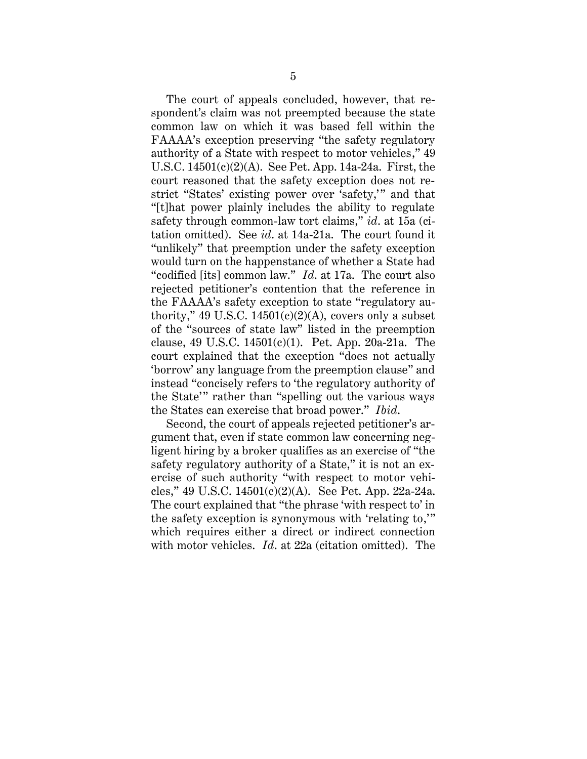The court of appeals concluded, however, that respondent's claim was not preempted because the state common law on which it was based fell within the FAAAA's exception preserving "the safety regulatory authority of a State with respect to motor vehicles," 49 U.S.C. 14501(c)(2)(A). See Pet. App. 14a-24a. First, the court reasoned that the safety exception does not restrict "States' existing power over 'safety,'" and that "[t]hat power plainly includes the ability to regulate safety through common-law tort claims," *id*. at 15a (citation omitted). See *id*. at 14a-21a. The court found it "unlikely" that preemption under the safety exception would turn on the happenstance of whether a State had "codified [its] common law." *Id*. at 17a. The court also rejected petitioner's contention that the reference in the FAAAA's safety exception to state "regulatory authority," 49 U.S.C. 14501(c)(2)(A), covers only a subset of the "sources of state law" listed in the preemption clause, 49 U.S.C. 14501(c)(1). Pet. App. 20a-21a. The court explained that the exception "does not actually 'borrow' any language from the preemption clause" and instead "concisely refers to 'the regulatory authority of the State'" rather than "spelling out the various ways the States can exercise that broad power." *Ibid*.

Second, the court of appeals rejected petitioner's argument that, even if state common law concerning negligent hiring by a broker qualifies as an exercise of "the safety regulatory authority of a State," it is not an exercise of such authority "with respect to motor vehicles," 49 U.S.C. 14501(c)(2)(A). See Pet. App. 22a-24a. The court explained that "the phrase 'with respect to' in the safety exception is synonymous with 'relating to,'" which requires either a direct or indirect connection with motor vehicles. *Id*. at 22a (citation omitted). The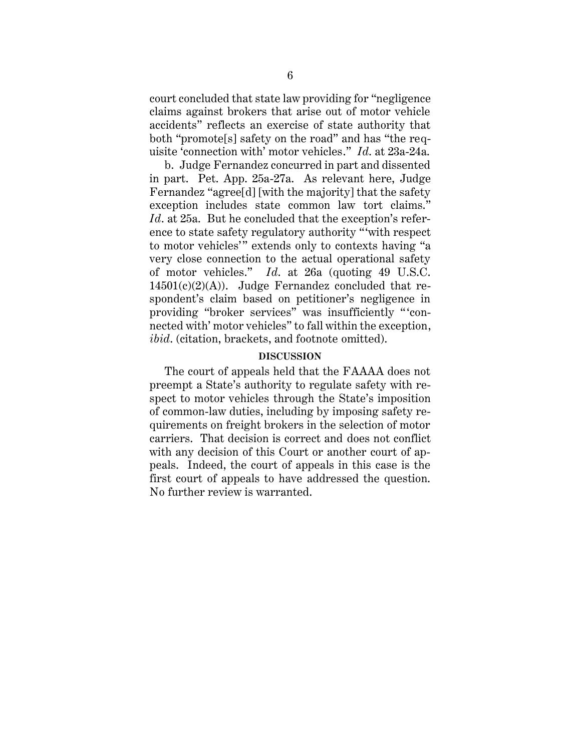court concluded that state law providing for "negligence claims against brokers that arise out of motor vehicle accidents" reflects an exercise of state authority that both "promote[s] safety on the road" and has "the requisite 'connection with' motor vehicles." *Id.* at 23a-24a.

b. Judge Fernandez concurred in part and dissented in part. Pet. App. 25a-27a. As relevant here, Judge Fernandez "agree[d] [with the majority] that the safety exception includes state common law tort claims." *Id.* at 25a. But he concluded that the exception's reference to state safety regulatory authority "'with respect to motor vehicles'" extends only to contexts having "a very close connection to the actual operational safety of motor vehicles." *Id.* at 26a (quoting 49 U.S.C. 14501(c)(2)(A)). Judge Fernandez concluded that respondent's claim based on petitioner's negligence in providing "broker services" was insufficiently "'connected with' motor vehicles" to fall within the exception, *ibid.* (citation, brackets, and footnote omitted).

**DISCUSSION**

The court of appeals held that the FAAAA does not preempt a State's authority to regulate safety with respect to motor vehicles through the State's imposition of common-law duties, including by imposing safety requirements on freight brokers in the selection of motor carriers. That decision is correct and does not conflict with any decision of this Court or another court of appeals. Indeed, the court of appeals in this case is the first court of appeals to have addressed the question. No further review is warranted.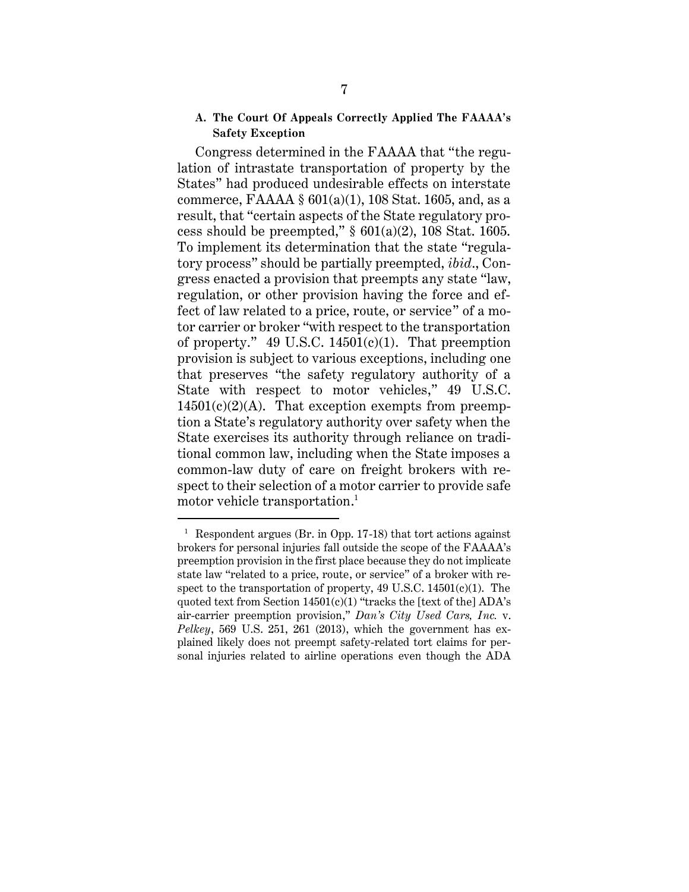### A. The Court Of Appeals Correctly Applied The FAAAA's Safety Exception

Congress determined in the FAAAA that "the regulation of intrastate transportation of property by the States" had produced undesirable effects on interstate commerce, FAAAA § 601(a)(1), 108 Stat. 1605, and, as a result, that "certain aspects of the State regulatory process should be preempted," § 601(a)(2), 108 Stat. 1605. To implement its determination that the state "regulatory process" should be partially preempted, *ibid.*, Congress enacted a provision that preempts any state "law, regulation, or other provision having the force and effect of law related to a price, route, or service" of a motor carrier or broker "with respect to the transportation of property." 49 U.S.C. 14501(c)(1). That preemption provision is subject to various exceptions, including one that preserves "the safety regulatory authority of a State with respect to motor vehicles," 49 U.S.C. 14501(c)(2)(A). That exception exempts from preemption a State's regulatory authority over safety when the State exercises its authority through reliance on traditional common law, including when the State imposes a common-law duty of care on freight brokers with respect to their selection of a motor carrier to provide safe motor vehicle transportation.[1]

---

[1] Respondent argues (Br. in Opp. 17-18) that tort actions against brokers for personal injuries fall outside the scope of the FAAAA's preemption provision in the first place because they do not implicate state law "related to a price, route, or service" of a broker with respect to the transportation of property, 49 U.S.C. 14501(c)(1). The quoted text from Section 14501(c)(1) "tracks the [text of the] ADA's air-carrier preemption provision," *Dan's City Used Cars, Inc.* v. *Pelkey*, 569 U.S. 251, 261 (2013), which the government has explained likely does not preempt safety-related tort claims for personal injuries related to airline operations even though the ADA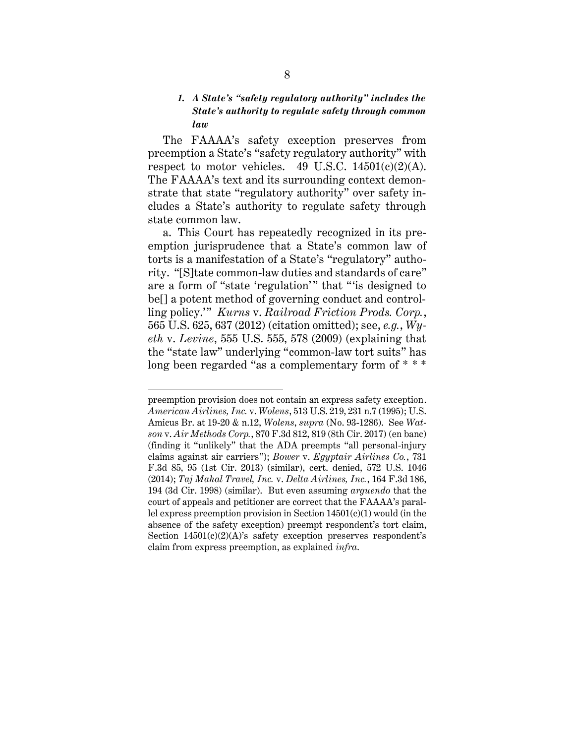### *1. A State's "safety regulatory authority" includes the State's authority to regulate safety through common law*

The FAAAA's safety exception preserves from preemption a State's "safety regulatory authority" with respect to motor vehicles. 49 U.S.C. 14501(c)(2)(A). The FAAAA's text and its surrounding context demonstrate that state "regulatory authority" over safety includes a State's authority to regulate safety through state common law.

a. This Court has repeatedly recognized in its preemption jurisprudence that a State's common law of torts is a manifestation of a State's "regulatory" authority. "[S]tate common-law duties and standards of care" are a form of "state 'regulation'" that "'is designed to be[] a potent method of governing conduct and controlling policy.'" *Kurns* v. *Railroad Friction Prods. Corp.*, 565 U.S. 625, 637 (2012) (citation omitted); see, *e.g.*, *Wyeth* v. *Levine*, 555 U.S. 555, 578 (2009) (explaining that the "state law" underlying "common-law tort suits" has long been regarded "as a complementary form of * * *

---

preemption provision does not contain an express safety exception. *American Airlines, Inc.* v. *Wolens*, 513 U.S. 219, 231 n.7 (1995); U.S. Amicus Br. at 19-20 & n.12, *Wolens*, *supra* (No. 93-1286). See *Watson* v. *Air Methods Corp.*, 870 F.3d 812, 819 (8th Cir. 2017) (en banc) (finding it "unlikely" that the ADA preempts "all personal-injury claims against air carriers"); *Bower* v. *Egyptair Airlines Co.*, 731 F.3d 85, 95 (1st Cir. 2013) (similar), cert. denied, 572 U.S. 1046 (2014); *Taj Mahal Travel, Inc.* v. *Delta Airlines, Inc.*, 164 F.3d 186, 194 (3d Cir. 1998) (similar). But even assuming *arguendo* that the court of appeals and petitioner are correct that the FAAAA's parallel express preemption provision in Section 14501(c)(1) would (in the absence of the safety exception) preempt respondent's tort claim, Section 14501(c)(2)(A)'s safety exception preserves respondent's claim from express preemption, as explained *infra*.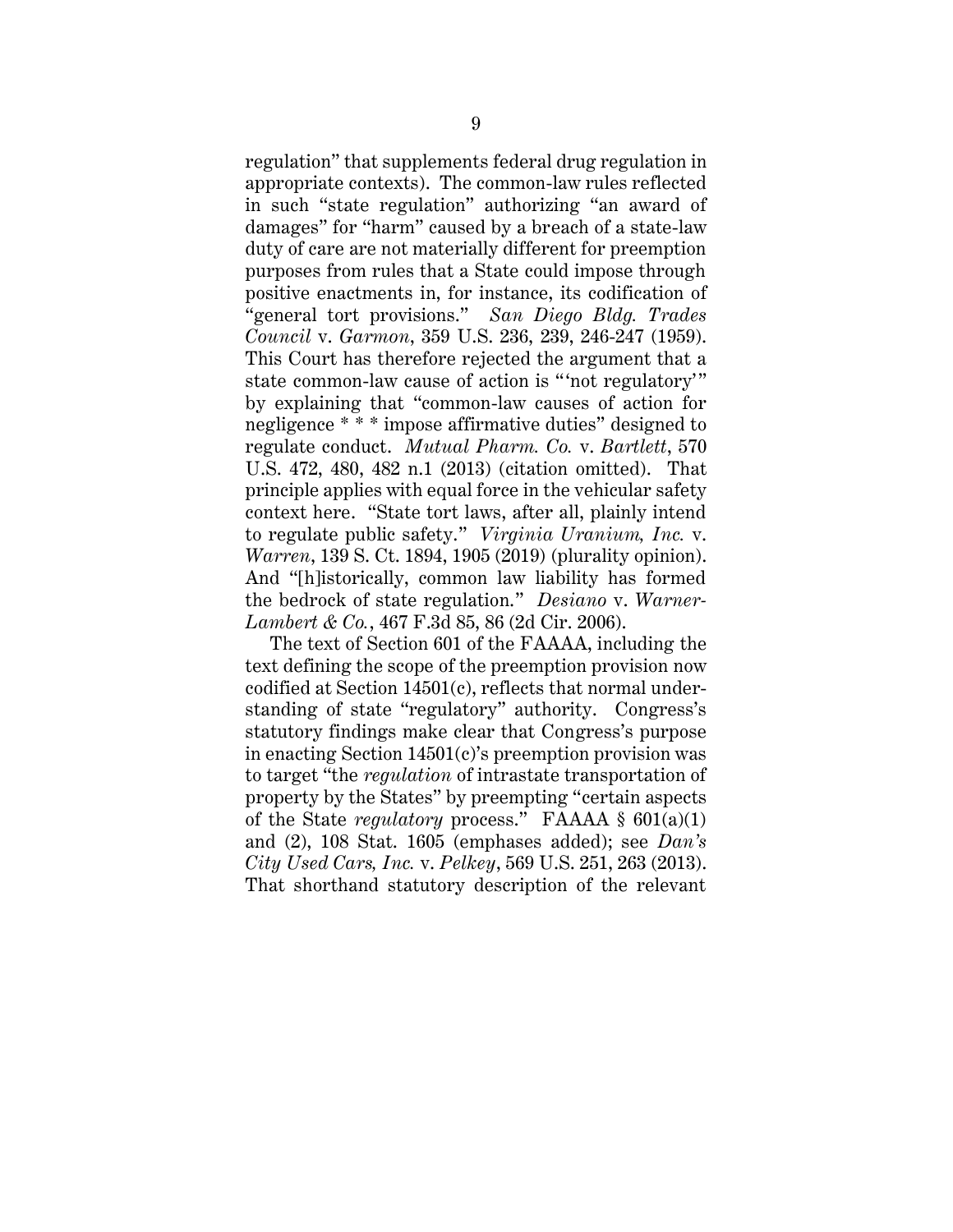regulation" that supplements federal drug regulation in appropriate contexts). The common-law rules reflected in such "state regulation" authorizing "an award of damages" for "harm" caused by a breach of a state-law duty of care are not materially different for preemption purposes from rules that a State could impose through positive enactments in, for instance, its codification of "general tort provisions." *San Diego Bldg. Trades Council* v. *Garmon*, 359 U.S. 236, 239, 246-247 (1959). This Court has therefore rejected the argument that a state common-law cause of action is "'not regulatory'" by explaining that "common-law causes of action for negligence * * * impose affirmative duties" designed to regulate conduct. *Mutual Pharm. Co.* v. *Bartlett*, 570 U.S. 472, 480, 482 n.1 (2013) (citation omitted). That principle applies with equal force in the vehicular safety context here. "State tort laws, after all, plainly intend to regulate public safety." *Virginia Uranium, Inc.* v. *Warren*, 139 S. Ct. 1894, 1905 (2019) (plurality opinion). And "[h]istorically, common law liability has formed the bedrock of state regulation." *Desiano* v. *Warner-Lambert & Co.*, 467 F.3d 85, 86 (2d Cir. 2006).

The text of Section 601 of the FAAAA, including the text defining the scope of the preemption provision now codified at Section 14501(c), reflects that normal understanding of state "regulatory" authority. Congress's statutory findings make clear that Congress's purpose in enacting Section 14501(c)'s preemption provision was to target "the *regulation* of intrastate transportation of property by the States" by preempting "certain aspects of the State *regulatory* process." FAAAA § 601(a)(1) and (2), 108 Stat. 1605 (emphases added); see *Dan's City Used Cars, Inc.* v. *Pelkey*, 569 U.S. 251, 263 (2013). That shorthand statutory description of the relevant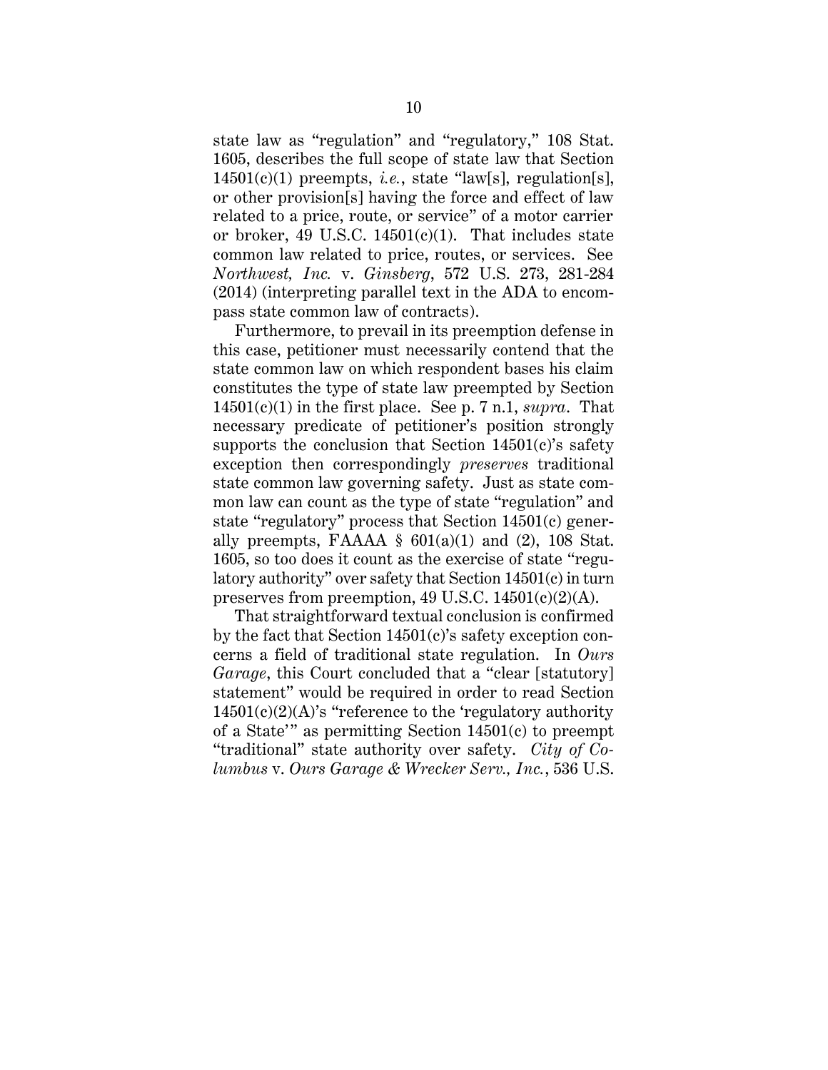state law as "regulation" and "regulatory," 108 Stat. 1605, describes the full scope of state law that Section 14501(c)(1) preempts, *i.e.*, state "law[s], regulation[s], or other provision[s] having the force and effect of law related to a price, route, or service" of a motor carrier or broker, 49 U.S.C. 14501(c)(1). That includes state common law related to price, routes, or services. See *Northwest, Inc.* v. *Ginsberg*, 572 U.S. 273, 281-284 (2014) (interpreting parallel text in the ADA to encompass state common law of contracts).

Furthermore, to prevail in its preemption defense in this case, petitioner must necessarily contend that the state common law on which respondent bases his claim constitutes the type of state law preempted by Section 14501(c)(1) in the first place. See p. 7 n.1, *supra*. That necessary predicate of petitioner's position strongly supports the conclusion that Section 14501(c)'s safety exception then correspondingly *preserves* traditional state common law governing safety. Just as state common law can count as the type of state "regulation" and state "regulatory" process that Section 14501(c) generally preempts, FAAAA § 601(a)(1) and (2), 108 Stat. 1605, so too does it count as the exercise of state "regulatory authority" over safety that Section 14501(c) in turn preserves from preemption, 49 U.S.C. 14501(c)(2)(A).

That straightforward textual conclusion is confirmed by the fact that Section 14501(c)'s safety exception concerns a field of traditional state regulation. In *Ours Garage*, this Court concluded that a "clear [statutory] statement" would be required in order to read Section 14501(c)(2)(A)'s "reference to the 'regulatory authority of a State'" as permitting Section 14501(c) to preempt "traditional" state authority over safety. *City of Columbus* v. *Ours Garage & Wrecker Serv., Inc.*, 536 U.S.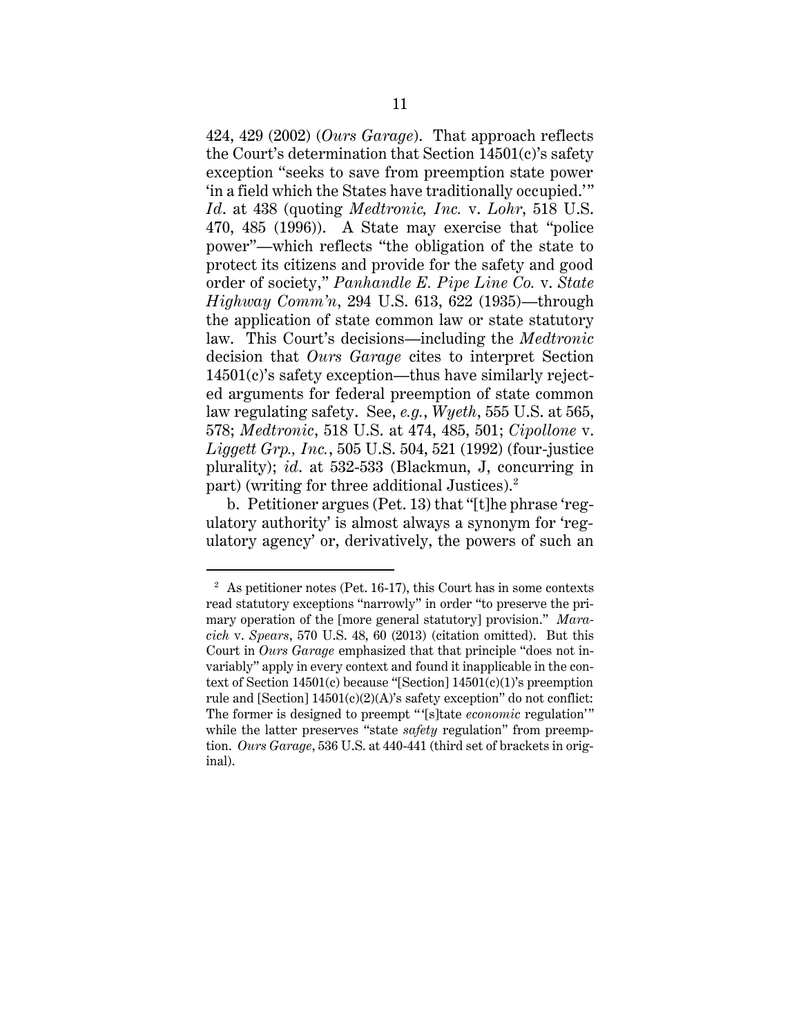424, 429 (2002) (*Ours Garage*). That approach reflects the Court's determination that Section 14501(c)'s safety exception "seeks to save from preemption state power 'in a field which the States have traditionally occupied.'" *Id*. at 438 (quoting *Medtronic, Inc.* v. *Lohr*, 518 U.S. 470, 485 (1996)). A State may exercise that "police power"—which reflects "the obligation of the state to protect its citizens and provide for the safety and good order of society," *Panhandle E. Pipe Line Co.* v. *State Highway Comm'n*, 294 U.S. 613, 622 (1935)—through the application of state common law or state statutory law. This Court's decisions—including the *Medtronic* decision that *Ours Garage* cites to interpret Section 14501(c)'s safety exception—thus have similarly rejected arguments for federal preemption of state common law regulating safety. See, *e.g.*, *Wyeth*, 555 U.S. at 565, 578; *Medtronic*, 518 U.S. at 474, 485, 501; *Cipollone* v. *Liggett Grp., Inc.*, 505 U.S. 504, 521 (1992) (four-justice plurality); *id*. at 532-533 (Blackmun, J, concurring in part) (writing for three additional Justices).[2]

b. Petitioner argues (Pet. 13) that "[t]he phrase 'regulatory authority' is almost always a synonym for 'regulatory agency' or, derivatively, the powers of such an

---

[2] As petitioner notes (Pet. 16-17), this Court has in some contexts read statutory exceptions "narrowly" in order "to preserve the primary operation of the [more general statutory] provision." *Maracich* v. *Spears*, 570 U.S. 48, 60 (2013) (citation omitted). But this Court in *Ours Garage* emphasized that that principle "does not invariably" apply in every context and found it inapplicable in the context of Section 14501(c) because "[Section] 14501(c)(1)'s preemption rule and [Section] 14501(c)(2)(A)'s safety exception" do not conflict: The former is designed to preempt "'[s]tate *economic* regulation'" while the latter preserves "state *safety* regulation" from preemption. *Ours Garage*, 536 U.S. at 440-441 (third set of brackets in original).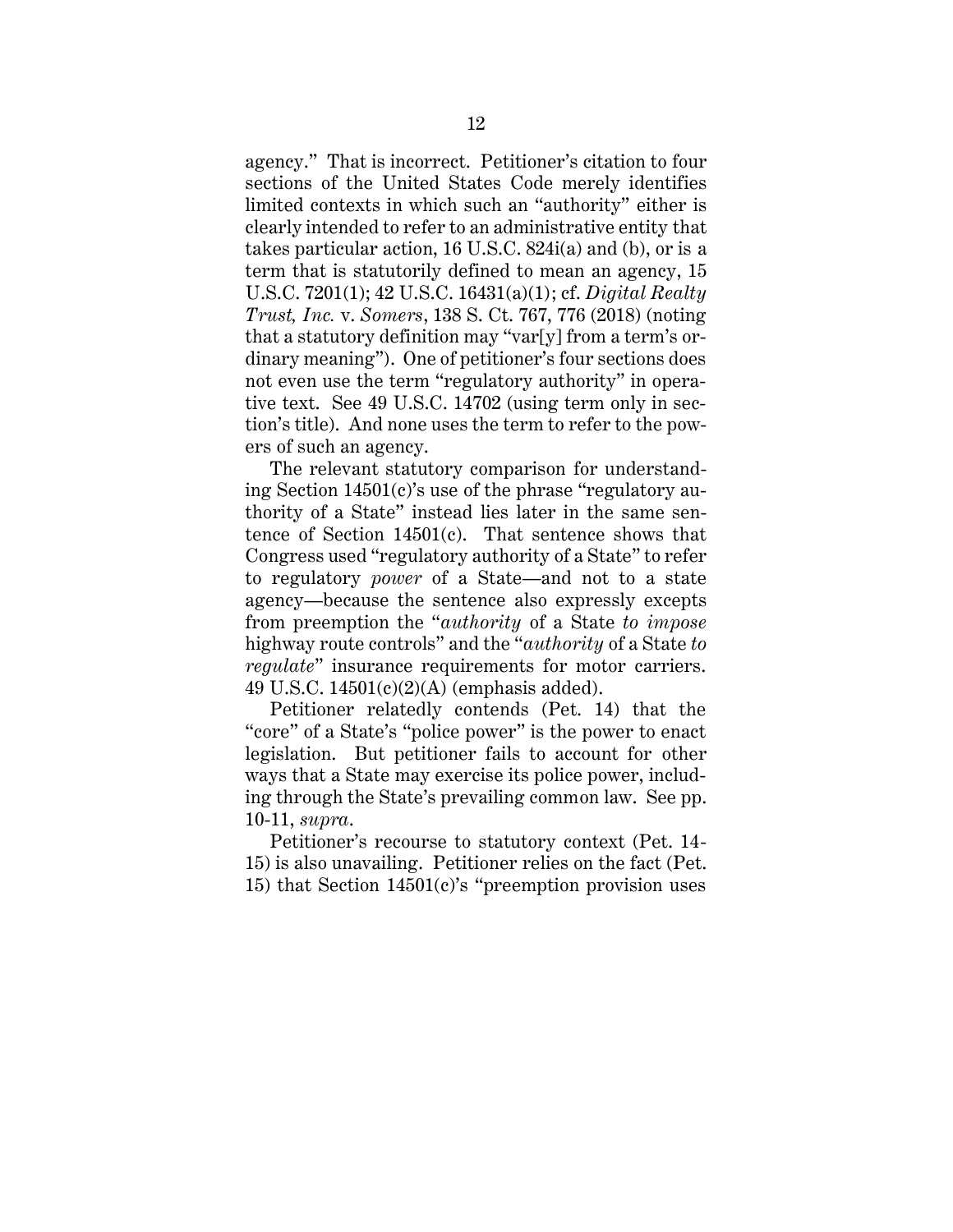agency." That is incorrect. Petitioner's citation to four sections of the United States Code merely identifies limited contexts in which such an "authority" either is clearly intended to refer to an administrative entity that takes particular action, 16 U.S.C. 824i(a) and (b), or is a term that is statutorily defined to mean an agency, 15 U.S.C. 7201(1); 42 U.S.C. 16431(a)(1); cf. *Digital Realty Trust, Inc.* v. *Somers*, 138 S. Ct. 767, 776 (2018) (noting that a statutory definition may "var[y] from a term's ordinary meaning"). One of petitioner's four sections does not even use the term "regulatory authority" in operative text. See 49 U.S.C. 14702 (using term only in section's title). And none uses the term to refer to the powers of such an agency.

The relevant statutory comparison for understanding Section 14501(c)'s use of the phrase "regulatory authority of a State" instead lies later in the same sentence of Section 14501(c). That sentence shows that Congress used "regulatory authority of a State" to refer to regulatory *power* of a State—and not to a state agency—because the sentence also expressly excepts from preemption the "*authority* of a State *to impose* highway route controls" and the "*authority* of a State *to regulate*" insurance requirements for motor carriers. 49 U.S.C. 14501(c)(2)(A) (emphasis added).

Petitioner relatedly contends (Pet. 14) that the "core" of a State's "police power" is the power to enact legislation. But petitioner fails to account for other ways that a State may exercise its police power, including through the State's prevailing common law. See pp. 10-11, *supra*.

Petitioner's recourse to statutory context (Pet. 14-15) is also unavailing. Petitioner relies on the fact (Pet. 15) that Section 14501(c)'s "preemption provision uses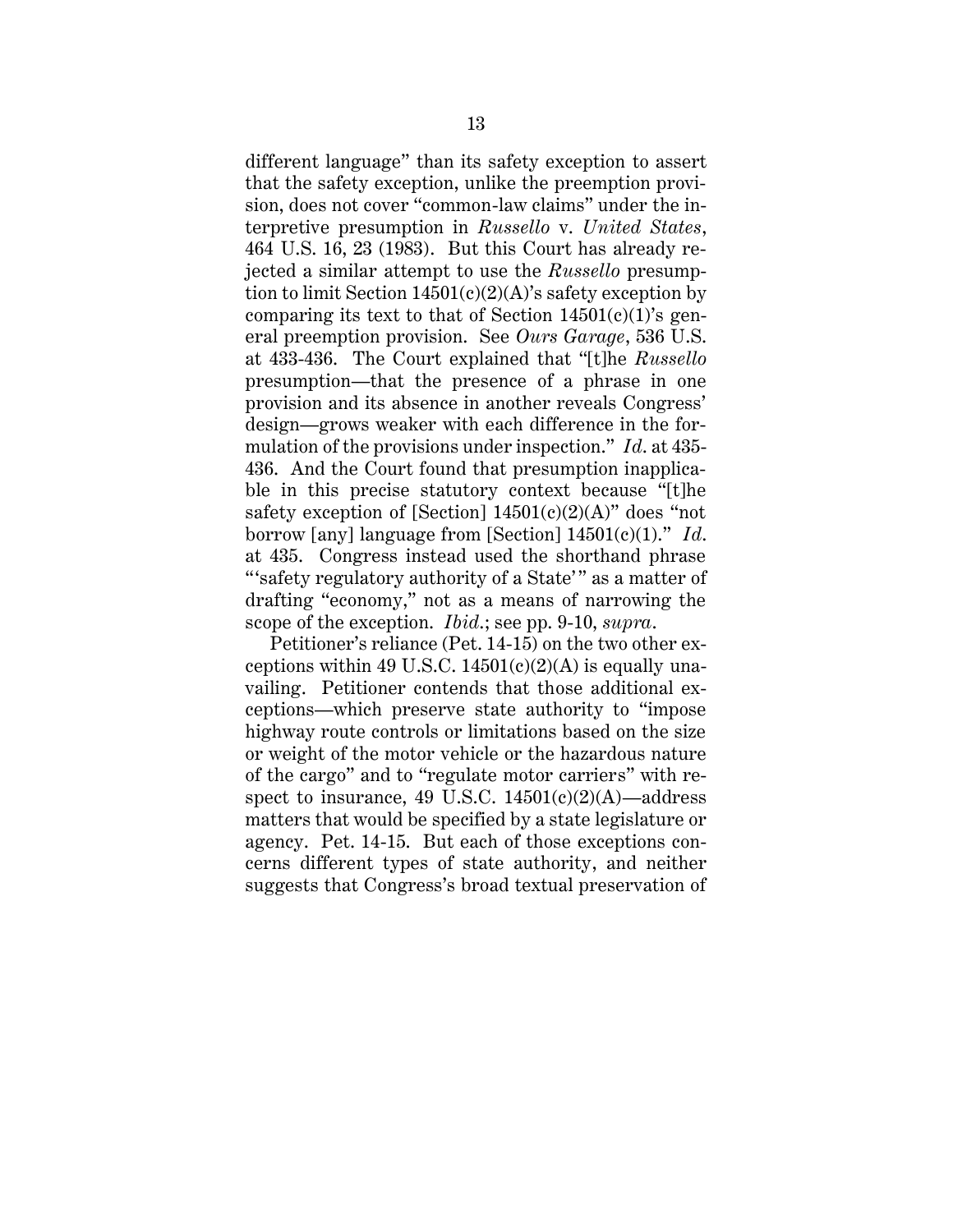different language" than its safety exception to assert that the safety exception, unlike the preemption provision, does not cover "common-law claims" under the interpretive presumption in *Russello* v. *United States*, 464 U.S. 16, 23 (1983). But this Court has already rejected a similar attempt to use the *Russello* presumption to limit Section 14501(c)(2)(A)'s safety exception by comparing its text to that of Section 14501(c)(1)'s general preemption provision. See *Ours Garage*, 536 U.S. at 433-436. The Court explained that "[t]he *Russello* presumption—that the presence of a phrase in one provision and its absence in another reveals Congress' design—grows weaker with each difference in the formulation of the provisions under inspection." *Id.* at 435-436. And the Court found that presumption inapplicable in this precise statutory context because "[t]he safety exception of [Section] 14501(c)(2)(A)" does "not borrow [any] language from [Section] 14501(c)(1)." *Id.* at 435. Congress instead used the shorthand phrase "'safety regulatory authority of a State'" as a matter of drafting "economy," not as a means of narrowing the scope of the exception. *Ibid.*; see pp. 9-10, *supra*.

Petitioner's reliance (Pet. 14-15) on the two other exceptions within 49 U.S.C. 14501(c)(2)(A) is equally unavailing. Petitioner contends that those additional exceptions—which preserve state authority to "impose highway route controls or limitations based on the size or weight of the motor vehicle or the hazardous nature of the cargo" and to "regulate motor carriers" with respect to insurance, 49 U.S.C. 14501(c)(2)(A)—address matters that would be specified by a state legislature or agency. Pet. 14-15. But each of those exceptions concerns different types of state authority, and neither suggests that Congress's broad textual preservation of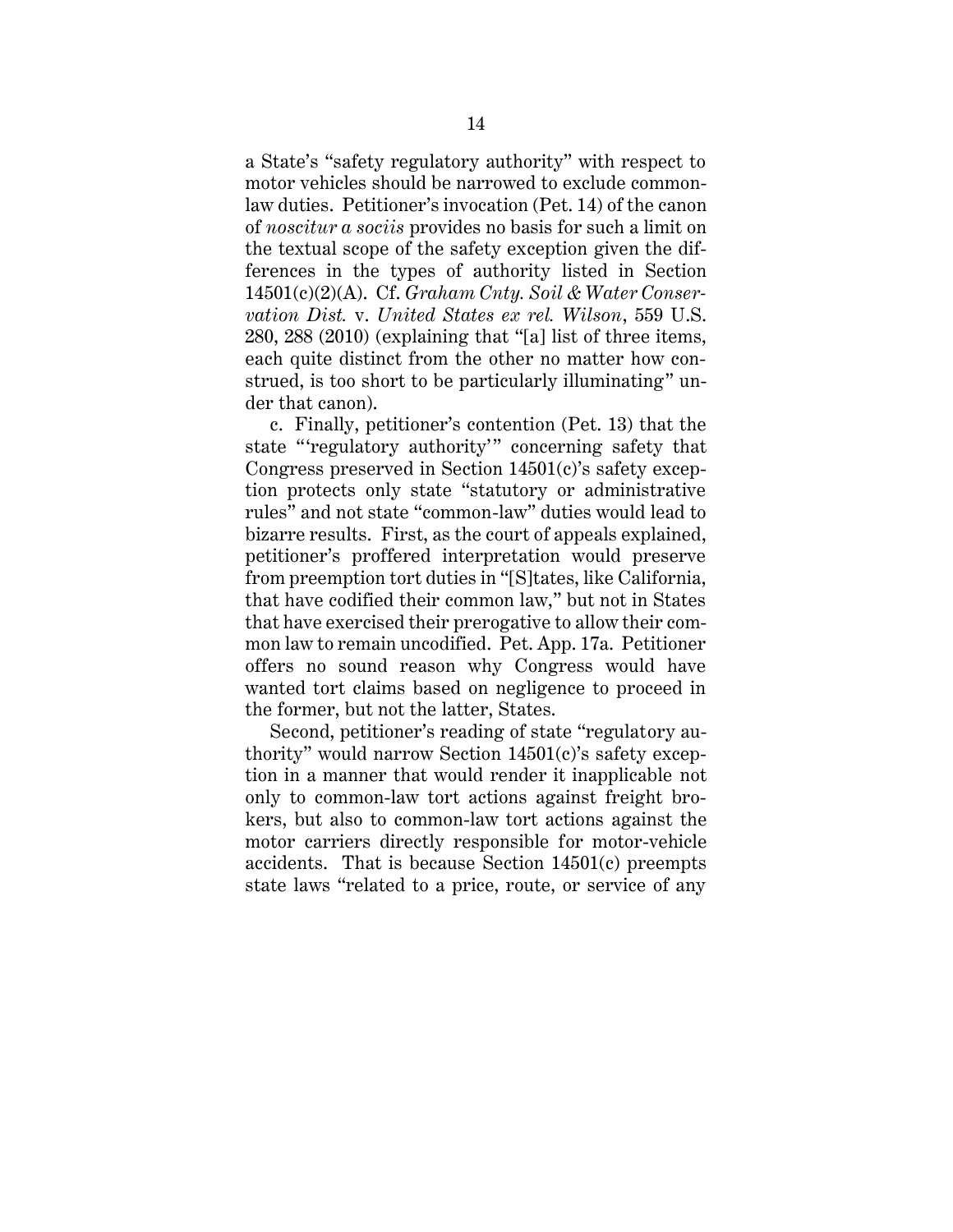a State's "safety regulatory authority" with respect to motor vehicles should be narrowed to exclude common-law duties. Petitioner's invocation (Pet. 14) of the canon of *noscitur a sociis* provides no basis for such a limit on the textual scope of the safety exception given the differences in the types of authority listed in Section 14501(c)(2)(A). Cf. *Graham Cnty. Soil & Water Conservation Dist.* v. *United States ex rel. Wilson*, 559 U.S. 280, 288 (2010) (explaining that "[a] list of three items, each quite distinct from the other no matter how construed, is too short to be particularly illuminating" under that canon).

c. Finally, petitioner's contention (Pet. 13) that the state "'regulatory authority'" concerning safety that Congress preserved in Section 14501(c)'s safety exception protects only state "statutory or administrative rules" and not state "common-law" duties would lead to bizarre results. First, as the court of appeals explained, petitioner's proffered interpretation would preserve from preemption tort duties in "[S]tates, like California, that have codified their common law," but not in States that have exercised their prerogative to allow their common law to remain uncodified. Pet. App. 17a. Petitioner offers no sound reason why Congress would have wanted tort claims based on negligence to proceed in the former, but not the latter, States.

Second, petitioner's reading of state "regulatory authority" would narrow Section 14501(c)'s safety exception in a manner that would render it inapplicable not only to common-law tort actions against freight brokers, but also to common-law tort actions against the motor carriers directly responsible for motor-vehicle accidents. That is because Section 14501(c) preempts state laws "related to a price, route, or service of any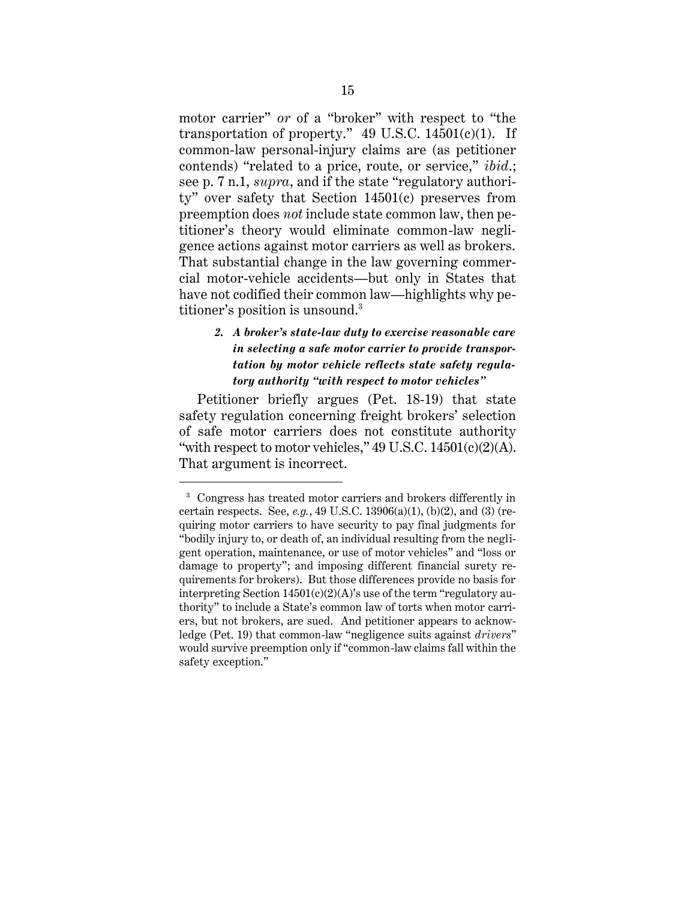motor carrier" *or* of a "broker" with respect to "the transportation of property." 49 U.S.C. 14501(c)(1). If common-law personal-injury claims are (as petitioner contends) "related to a price, route, or service," *ibid.*; see p. 7 n.1, *supra*, and if the state "regulatory authority" over safety that Section 14501(c) preserves from preemption does *not* include state common law, then petitioner's theory would eliminate common-law negligence actions against motor carriers as well as brokers. That substantial change in the law governing commercial motor-vehicle accidents—but only in States that have not codified their common law—highlights why petitioner's position is unsound.[3]

#### *2. A broker's state-law duty to exercise reasonable care in selecting a safe motor carrier to provide transportation by motor vehicle reflects state safety regulatory authority "with respect to motor vehicles"*

Petitioner briefly argues (Pet. 18-19) that state safety regulation concerning freight brokers' selection of safe motor carriers does not constitute authority "with respect to motor vehicles," 49 U.S.C. 14501(c)(2)(A). That argument is incorrect.

---

[3] Congress has treated motor carriers and brokers differently in certain respects. See, *e.g.*, 49 U.S.C. 13906(a)(1), (b)(2), and (3) (requiring motor carriers to have security to pay final judgments for "bodily injury to, or death of, an individual resulting from the negligent operation, maintenance, or use of motor vehicles" and "loss or damage to property"; and imposing different financial surety requirements for brokers). But those differences provide no basis for interpreting Section 14501(c)(2)(A)'s use of the term "regulatory authority" to include a State's common law of torts when motor carriers, but not brokers, are sued. And petitioner appears to acknowledge (Pet. 19) that common-law "negligence suits against *drivers*" would survive preemption only if "common-law claims fall within the safety exception."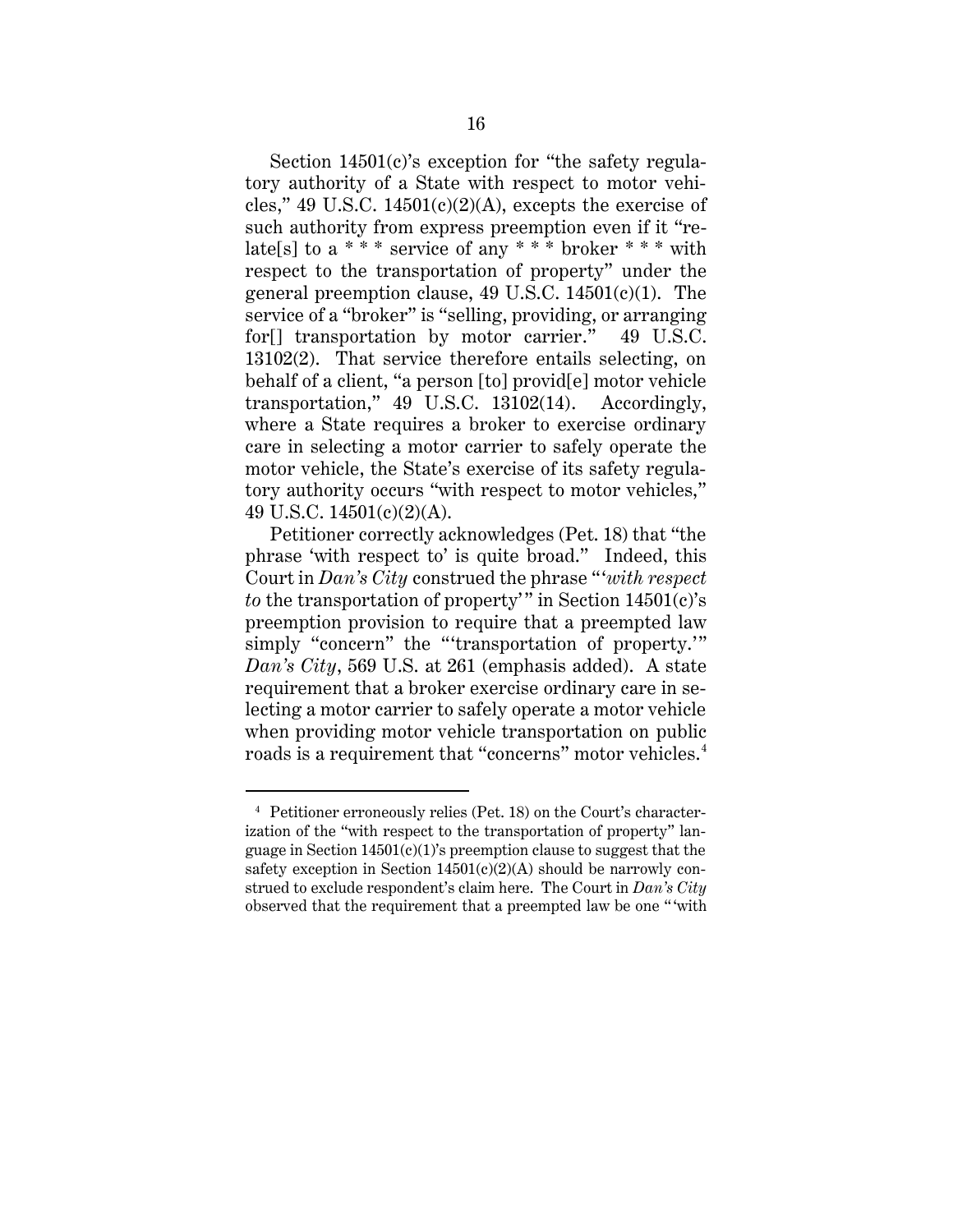Section 14501(c)'s exception for "the safety regulatory authority of a State with respect to motor vehicles," 49 U.S.C. 14501(c)(2)(A), excepts the exercise of such authority from express preemption even if it "relate[s] to a * * * service of any * * * broker * * * with respect to the transportation of property" under the general preemption clause, 49 U.S.C. 14501(c)(1). The service of a "broker" is "selling, providing, or arranging for[] transportation by motor carrier." 49 U.S.C. 13102(2). That service therefore entails selecting, on behalf of a client, "a person [to] provid[e] motor vehicle transportation," 49 U.S.C. 13102(14). Accordingly, where a State requires a broker to exercise ordinary care in selecting a motor carrier to safely operate the motor vehicle, the State's exercise of its safety regulatory authority occurs "with respect to motor vehicles," 49 U.S.C. 14501(c)(2)(A).

Petitioner correctly acknowledges (Pet. 18) that "the phrase 'with respect to' is quite broad." Indeed, this Court in *Dan's City* construed the phrase "'*with respect to* the transportation of property'" in Section 14501(c)'s preemption provision to require that a preempted law simply "concern" the "'transportation of property.'" *Dan's City*, 569 U.S. at 261 (emphasis added). A state requirement that a broker exercise ordinary care in selecting a motor carrier to safely operate a motor vehicle when providing motor vehicle transportation on public roads is a requirement that "concerns" motor vehicles.[4]

[4] Petitioner erroneously relies (Pet. 18) on the Court's characterization of the "with respect to the transportation of property" language in Section 14501(c)(1)'s preemption clause to suggest that the safety exception in Section 14501(c)(2)(A) should be narrowly construed to exclude respondent's claim here. The Court in *Dan's City* observed that the requirement that a preempted law be one "'with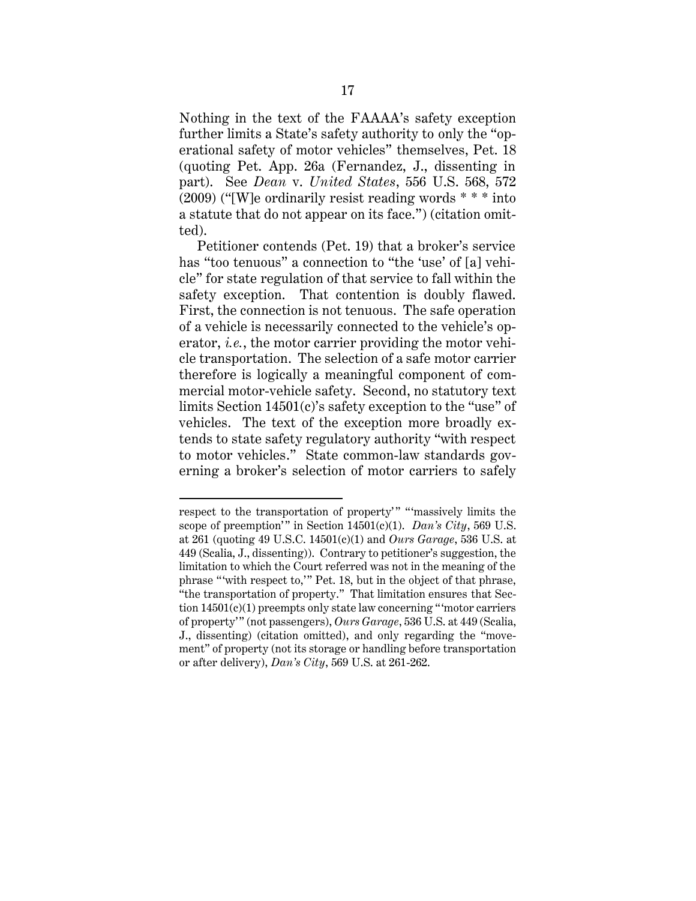Nothing in the text of the FAAAA's safety exception further limits a State's safety authority to only the "operational safety of motor vehicles" themselves, Pet. 18 (quoting Pet. App. 26a (Fernandez, J., dissenting in part). See *Dean* v. *United States*, 556 U.S. 568, 572 (2009) ("[W]e ordinarily resist reading words * * * into a statute that do not appear on its face.") (citation omitted).

Petitioner contends (Pet. 19) that a broker's service has "too tenuous" a connection to "the 'use' of [a] vehicle" for state regulation of that service to fall within the safety exception. That contention is doubly flawed. First, the connection is not tenuous. The safe operation of a vehicle is necessarily connected to the vehicle's operator, *i.e.*, the motor carrier providing the motor vehicle transportation. The selection of a safe motor carrier therefore is logically a meaningful component of commercial motor-vehicle safety. Second, no statutory text limits Section 14501(c)'s safety exception to the "use" of vehicles. The text of the exception more broadly extends to state safety regulatory authority "with respect to motor vehicles." State common-law standards governing a broker's selection of motor carriers to safely

---

respect to the transportation of property'" "'massively limits the scope of preemption'" in Section 14501(c)(1). *Dan's City*, 569 U.S. at 261 (quoting 49 U.S.C. 14501(c)(1) and *Ours Garage*, 536 U.S. at 449 (Scalia, J., dissenting)). Contrary to petitioner's suggestion, the limitation to which the Court referred was not in the meaning of the phrase "'with respect to,'" Pet. 18, but in the object of that phrase, "the transportation of property." That limitation ensures that Section 14501(c)(1) preempts only state law concerning "'motor carriers of property'" (not passengers), *Ours Garage*, 536 U.S. at 449 (Scalia, J., dissenting) (citation omitted), and only regarding the "movement" of property (not its storage or handling before transportation or after delivery), *Dan's City*, 569 U.S. at 261-262.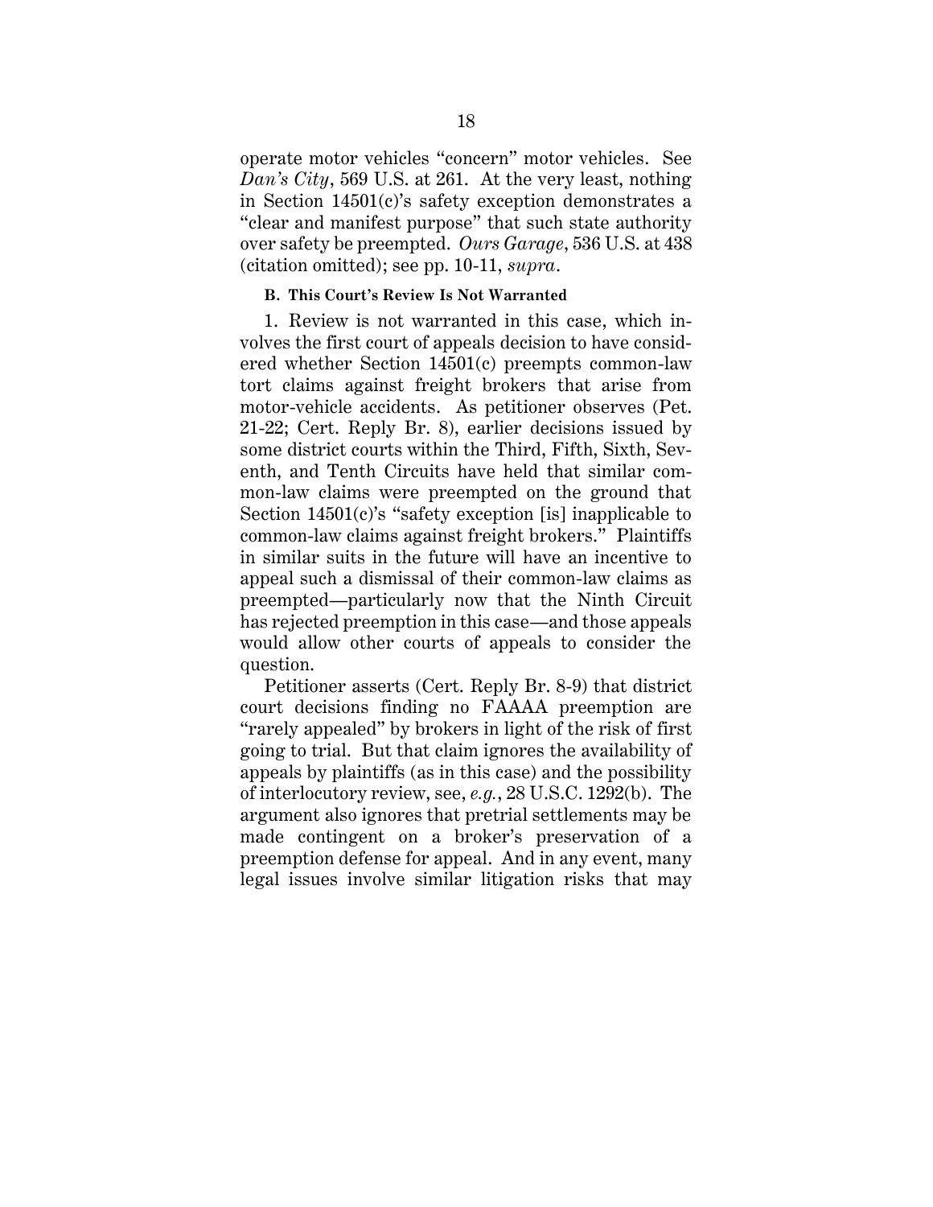operate motor vehicles "concern" motor vehicles. See *Dan's City*, 569 U.S. at 261. At the very least, nothing in Section 14501(c)'s safety exception demonstrates a "clear and manifest purpose" that such state authority over safety be preempted. *Ours Garage*, 536 U.S. at 438 (citation omitted); see pp. 10-11, *supra*.

### B. This Court's Review Is Not Warranted

1. Review is not warranted in this case, which involves the first court of appeals decision to have considered whether Section 14501(c) preempts common-law tort claims against freight brokers that arise from motor-vehicle accidents. As petitioner observes (Pet. 21-22; Cert. Reply Br. 8), earlier decisions issued by some district courts within the Third, Fifth, Sixth, Seventh, and Tenth Circuits have held that similar common-law claims were preempted on the ground that Section 14501(c)'s "safety exception [is] inapplicable to common-law claims against freight brokers." Plaintiffs in similar suits in the future will have an incentive to appeal such a dismissal of their common-law claims as preempted—particularly now that the Ninth Circuit has rejected preemption in this case—and those appeals would allow other courts of appeals to consider the question.

Petitioner asserts (Cert. Reply Br. 8-9) that district court decisions finding no FAAAA preemption are "rarely appealed" by brokers in light of the risk of first going to trial. But that claim ignores the availability of appeals by plaintiffs (as in this case) and the possibility of interlocutory review, see, *e.g.*, 28 U.S.C. 1292(b). The argument also ignores that pretrial settlements may be made contingent on a broker's preservation of a preemption defense for appeal. And in any event, many legal issues involve similar litigation risks that may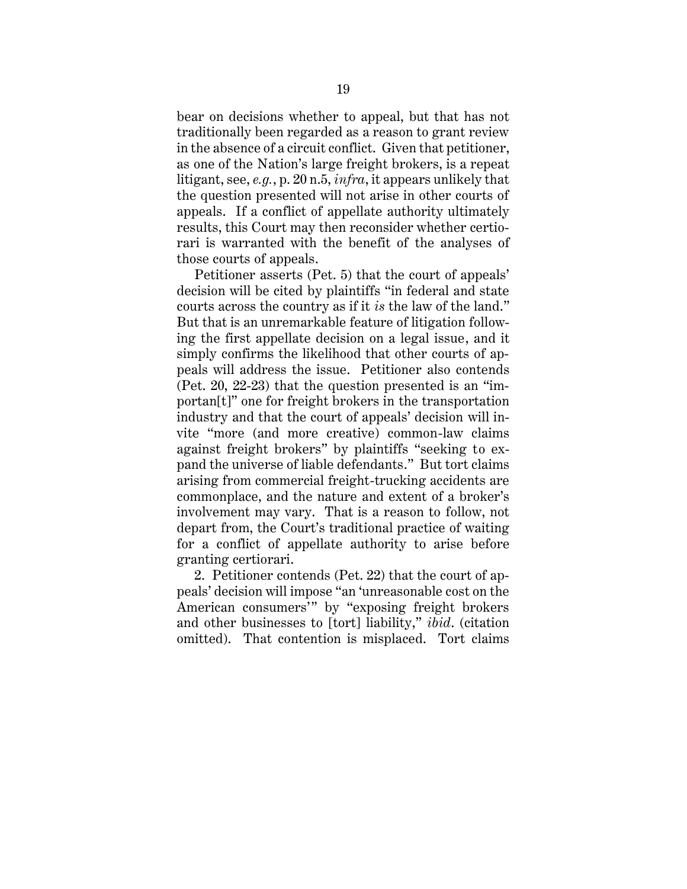bear on decisions whether to appeal, but that has not traditionally been regarded as a reason to grant review in the absence of a circuit conflict. Given that petitioner, as one of the Nation's large freight brokers, is a repeat litigant, see, *e.g.*, p. 20 n.5, *infra*, it appears unlikely that the question presented will not arise in other courts of appeals. If a conflict of appellate authority ultimately results, this Court may then reconsider whether certiorari is warranted with the benefit of the analyses of those courts of appeals.

Petitioner asserts (Pet. 5) that the court of appeals' decision will be cited by plaintiffs "in federal and state courts across the country as if it *is* the law of the land." But that is an unremarkable feature of litigation following the first appellate decision on a legal issue, and it simply confirms the likelihood that other courts of appeals will address the issue. Petitioner also contends (Pet. 20, 22-23) that the question presented is an "importan[t]" one for freight brokers in the transportation industry and that the court of appeals' decision will invite "more (and more creative) common-law claims against freight brokers" by plaintiffs "seeking to expand the universe of liable defendants." But tort claims arising from commercial freight-trucking accidents are commonplace, and the nature and extent of a broker's involvement may vary. That is a reason to follow, not depart from, the Court's traditional practice of waiting for a conflict of appellate authority to arise before granting certiorari.

2. Petitioner contends (Pet. 22) that the court of appeals' decision will impose "an 'unreasonable cost on the American consumers'" by "exposing freight brokers and other businesses to [tort] liability," *ibid.* (citation omitted). That contention is misplaced. Tort claims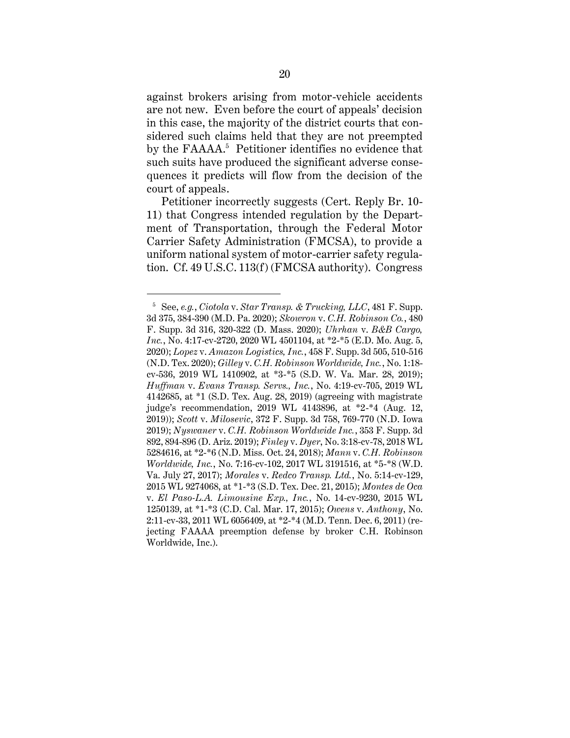against brokers arising from motor-vehicle accidents are not new. Even before the court of appeals' decision in this case, the majority of the district courts that considered such claims held that they are not preempted by the FAAAA.[5] Petitioner identifies no evidence that such suits have produced the significant adverse consequences it predicts will flow from the decision of the court of appeals.

Petitioner incorrectly suggests (Cert. Reply Br. 10-11) that Congress intended regulation by the Department of Transportation, through the Federal Motor Carrier Safety Administration (FMCSA), to provide a uniform national system of motor-carrier safety regulation. Cf. 49 U.S.C. 113(f) (FMCSA authority). Congress

---

[5] See, *e.g.*, *Ciotola* v. *Star Transp. & Trucking, LLC*, 481 F. Supp. 3d 375, 384-390 (M.D. Pa. 2020); *Skowron* v. *C.H. Robinson Co.*, 480 F. Supp. 3d 316, 320-322 (D. Mass. 2020); *Uhrhan* v. *B&B Cargo, Inc.*, No. 4:17-cv-2720, 2020 WL 4501104, at *2-*5 (E.D. Mo. Aug. 5, 2020); *Lopez* v. *Amazon Logistics, Inc.*, 458 F. Supp. 3d 505, 510-516 (N.D. Tex. 2020); *Gilley* v. *C.H. Robinson Worldwide, Inc.*, No. 1:18-cv-536, 2019 WL 1410902, at *3-*5 (S.D. W. Va. Mar. 28, 2019); *Huffman* v. *Evans Transp. Servs., Inc.*, No. 4:19-cv-705, 2019 WL 4142685, at *1 (S.D. Tex. Aug. 28, 2019) (agreeing with magistrate judge's recommendation, 2019 WL 4143896, at *2-*4 (Aug. 12, 2019)); *Scott* v. *Milosevic*, 372 F. Supp. 3d 758, 769-770 (N.D. Iowa 2019); *Nyswaner* v. *C.H. Robinson Worldwide Inc.*, 353 F. Supp. 3d 892, 894-896 (D. Ariz. 2019); *Finley* v. *Dyer*, No. 3:18-cv-78, 2018 WL 5284616, at *2-*6 (N.D. Miss. Oct. 24, 2018); *Mann* v. *C.H. Robinson Worldwide, Inc.*, No. 7:16-cv-102, 2017 WL 3191516, at *5-*8 (W.D. Va. July 27, 2017); *Morales* v. *Redco Transp. Ltd.*, No. 5:14-cv-129, 2015 WL 9274068, at *1-*3 (S.D. Tex. Dec. 21, 2015); *Montes de Oca* v. *El Paso-L.A. Limousine Exp., Inc.*, No. 14-cv-9230, 2015 WL 1250139, at *1-*3 (C.D. Cal. Mar. 17, 2015); *Owens* v. *Anthony*, No. 2:11-cv-33, 2011 WL 6056409, at *2-*4 (M.D. Tenn. Dec. 6, 2011) (rejecting FAAAA preemption defense by broker C.H. Robinson Worldwide, Inc.).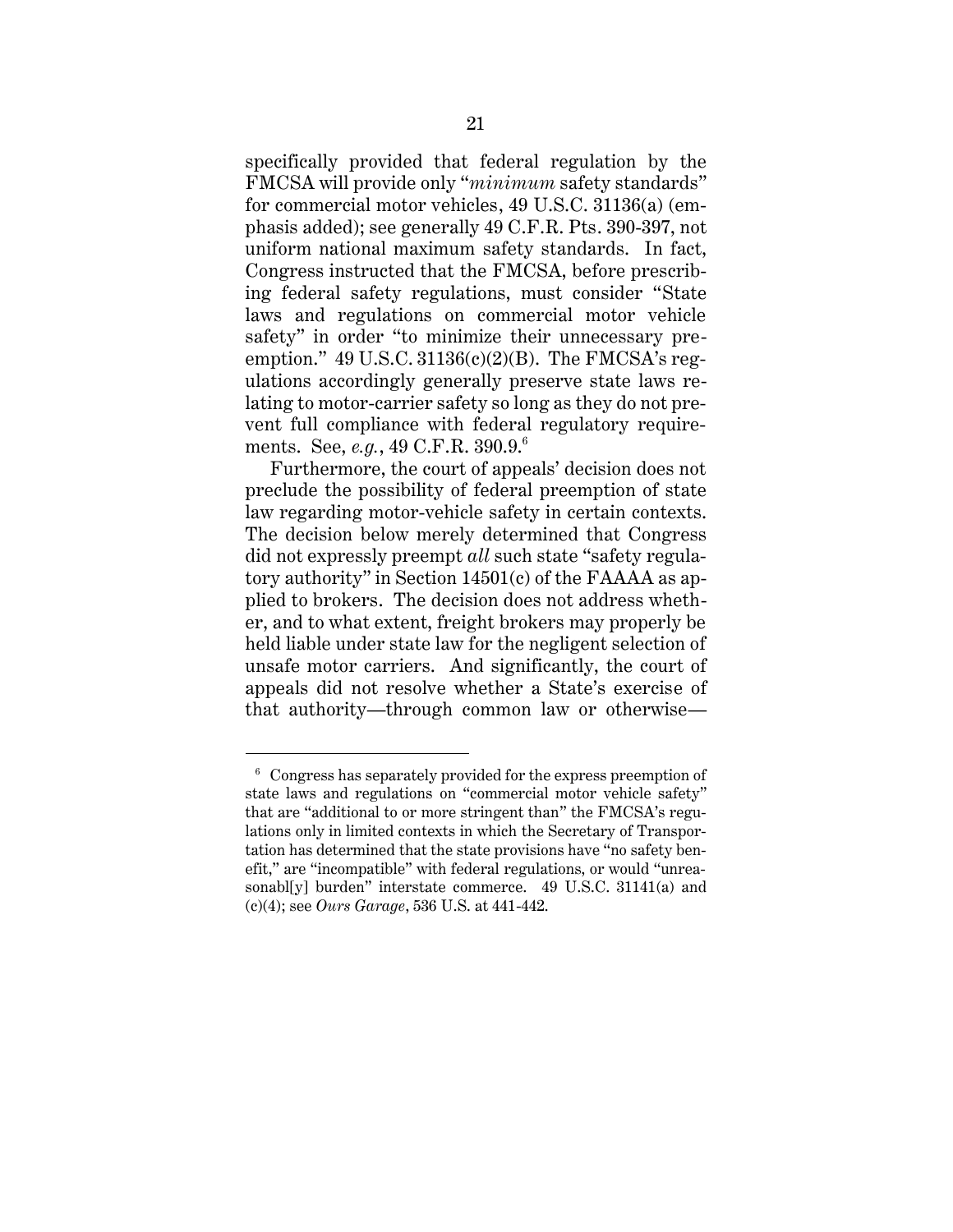specifically provided that federal regulation by the FMCSA will provide only "*minimum* safety standards" for commercial motor vehicles, 49 U.S.C. 31136(a) (emphasis added); see generally 49 C.F.R. Pts. 390-397, not uniform national maximum safety standards. In fact, Congress instructed that the FMCSA, before prescribing federal safety regulations, must consider "State laws and regulations on commercial motor vehicle safety" in order "to minimize their unnecessary preemption." 49 U.S.C. 31136(c)(2)(B). The FMCSA's regulations accordingly generally preserve state laws relating to motor-carrier safety so long as they do not prevent full compliance with federal regulatory requirements. See, *e.g.*, 49 C.F.R. 390.9.[6]

Furthermore, the court of appeals' decision does not preclude the possibility of federal preemption of state law regarding motor-vehicle safety in certain contexts. The decision below merely determined that Congress did not expressly preempt *all* such state "safety regulatory authority" in Section 14501(c) of the FAAAA as applied to brokers. The decision does not address whether, and to what extent, freight brokers may properly be held liable under state law for the negligent selection of unsafe motor carriers. And significantly, the court of appeals did not resolve whether a State's exercise of that authority—through common law or otherwise—

---

[6] Congress has separately provided for the express preemption of state laws and regulations on "commercial motor vehicle safety" that are "additional to or more stringent than" the FMCSA's regulations only in limited contexts in which the Secretary of Transportation has determined that the state provisions have "no safety benefit," are "incompatible" with federal regulations, or would "unreasonabl[y] burden" interstate commerce. 49 U.S.C. 31141(a) and (c)(4); see *Ours Garage*, 536 U.S. at 441-442.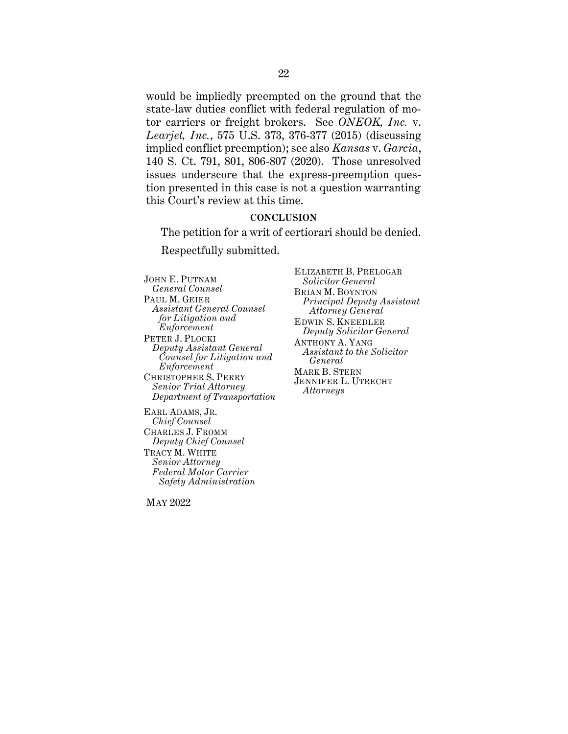would be impliedly preempted on the ground that the state-law duties conflict with federal regulation of motor carriers or freight brokers. See *ONEOK, Inc.* v. *Learjet, Inc.*, 575 U.S. 373, 376-377 (2015) (discussing implied conflict preemption); see also *Kansas* v. *Garcia*, 140 S. Ct. 791, 801, 806-807 (2020). Those unresolved issues underscore that the express-preemption question presented in this case is not a question warranting this Court's review at this time.

## CONCLUSION

The petition for a writ of certiorari should be denied.

Respectfully submitted.

JOHN E. PUTNAM
*General Counsel*
PAUL M. GEIER
*Assistant General Counsel for Litigation and Enforcement*
PETER J. PLOCKI
*Deputy Assistant General Counsel for Litigation and Enforcement*
CHRISTOPHER S. PERRY
*Senior Trial Attorney*
*Department of Transportation*

EARL ADAMS, JR.
*Chief Counsel*
CHARLES J. FROMM
*Deputy Chief Counsel*
TRACY M. WHITE
*Senior Attorney*
*Federal Motor Carrier Safety Administration*

ELIZABETH B. PRELOGAR
*Solicitor General*
BRIAN M. BOYNTON
*Principal Deputy Assistant Attorney General*
EDWIN S. KNEEDLER
*Deputy Solicitor General*
ANTHONY A. YANG
*Assistant to the Solicitor General*
MARK B. STERN
JENNIFER L. UTRECHT
*Attorneys*

MAY 2022